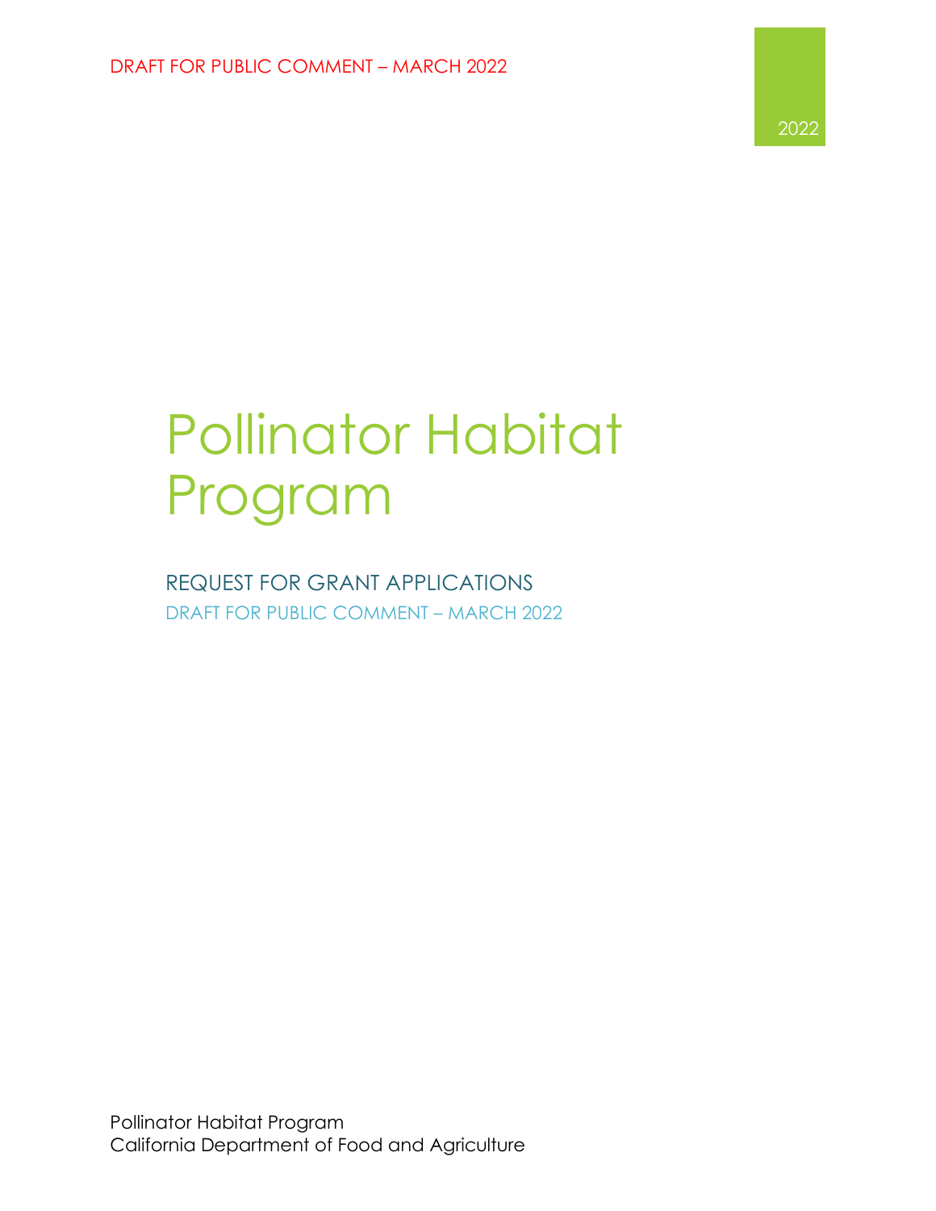DRAFT FOR PUBLIC COMMENT – MARCH 2022

2022

# Pollinator Habitat Program

## REQUEST FOR GRANT APPLICATIONS

DRAFT FOR PUBLIC COMMENT – MARCH 2022

Pollinator Habitat Program
California Department of Food and Agriculture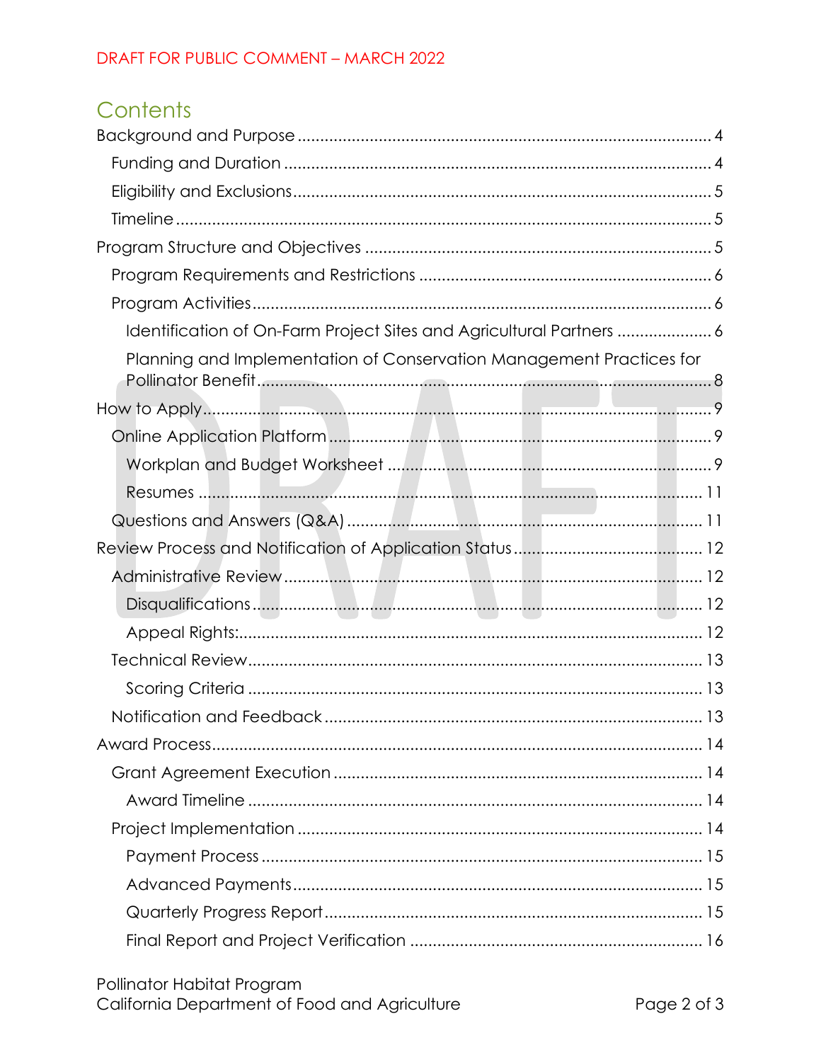DRAFT FOR PUBLIC COMMENT – MARCH 2022

## Contents

- Background and Purpose ........................................ 4
  - Funding and Duration ........................................ 4
  - Eligibility and Exclusions ........................................ 5
  - Timeline ........................................ 5
- Program Structure and Objectives ........................................ 5
  - Program Requirements and Restrictions ........................................ 6
  - Program Activities ........................................ 6
    - Identification of On-Farm Project Sites and Agricultural Partners ........................................ 6
    - Planning and Implementation of Conservation Management Practices for Pollinator Benefit ........................................ 8
- How to Apply ........................................ 9
  - Online Application Platform ........................................ 9
    - Workplan and Budget Worksheet ........................................ 9
    - Resumes ........................................ 11
  - Questions and Answers (Q&A) ........................................ 11
- Review Process and Notification of Application Status ........................................ 12
  - Administrative Review ........................................ 12
    - Disqualifications ........................................ 12
    - Appeal Rights: ........................................ 12
  - Technical Review ........................................ 13
    - Scoring Criteria ........................................ 13
  - Notification and Feedback ........................................ 13
- Award Process ........................................ 14
  - Grant Agreement Execution ........................................ 14
    - Award Timeline ........................................ 14
  - Project Implementation ........................................ 14
    - Payment Process ........................................ 15
    - Advanced Payments ........................................ 15
    - Quarterly Progress Report ........................................ 15
    - Final Report and Project Verification ........................................ 16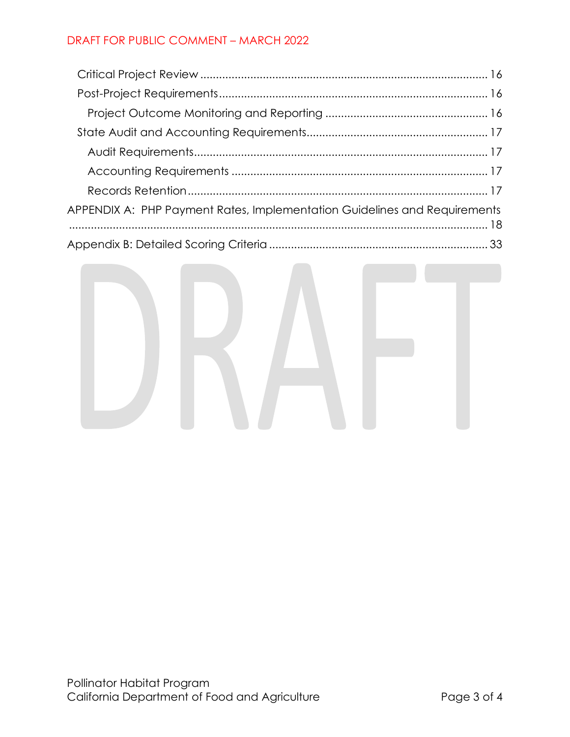- Critical Project Review ... 16
- Post-Project Requirements ... 16
  - Project Outcome Monitoring and Reporting ... 16
- State Audit and Accounting Requirements ... 17
  - Audit Requirements ... 17
  - Accounting Requirements ... 17
  - Records Retention ... 17

APPENDIX A: PHP Payment Rates, Implementation Guidelines and Requirements ... 18

Appendix B: Detailed Scoring Criteria ... 33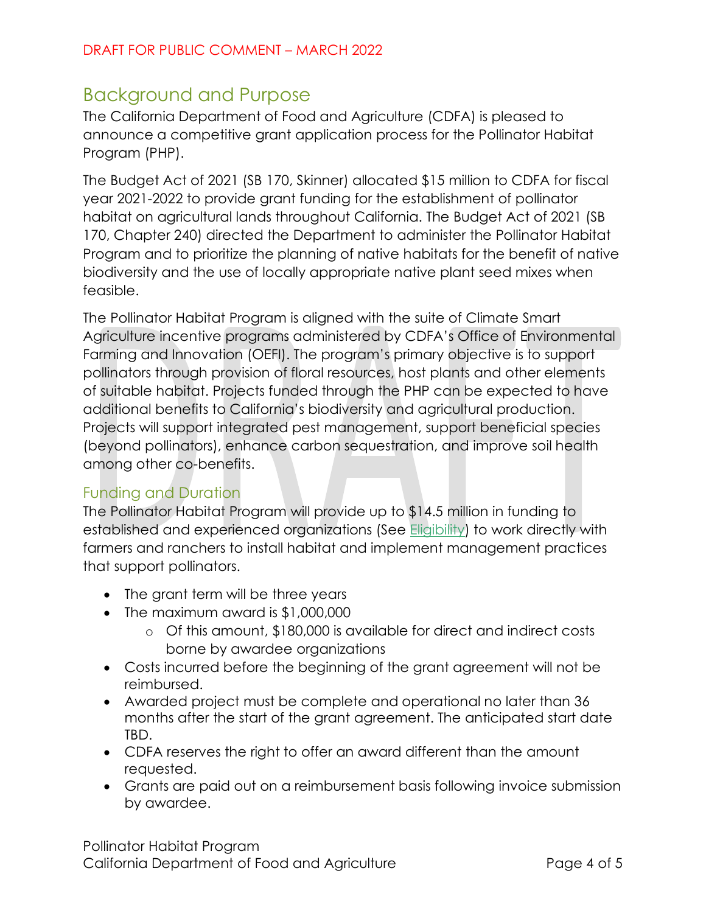## Background and Purpose

The California Department of Food and Agriculture (CDFA) is pleased to announce a competitive grant application process for the Pollinator Habitat Program (PHP).

The Budget Act of 2021 (SB 170, Skinner) allocated $15 million to CDFA for fiscal year 2021-2022 to provide grant funding for the establishment of pollinator habitat on agricultural lands throughout California. The Budget Act of 2021 (SB 170, Chapter 240) directed the Department to administer the Pollinator Habitat Program and to prioritize the planning of native habitats for the benefit of native biodiversity and the use of locally appropriate native plant seed mixes when feasible.

The Pollinator Habitat Program is aligned with the suite of Climate Smart Agriculture incentive programs administered by CDFA's Office of Environmental Farming and Innovation (OEFI). The program's primary objective is to support pollinators through provision of floral resources, host plants and other elements of suitable habitat. Projects funded through the PHP can be expected to have additional benefits to California's biodiversity and agricultural production. Projects will support integrated pest management, support beneficial species (beyond pollinators), enhance carbon sequestration, and improve soil health among other co-benefits.

### Funding and Duration

The Pollinator Habitat Program will provide up to $14.5 million in funding to established and experienced organizations (See Eligibility) to work directly with farmers and ranchers to install habitat and implement management practices that support pollinators.

- The grant term will be three years
- The maximum award is $1,000,000
  - Of this amount, $180,000 is available for direct and indirect costs borne by awardee organizations
- Costs incurred before the beginning of the grant agreement will not be reimbursed.
- Awarded project must be complete and operational no later than 36 months after the start of the grant agreement. The anticipated start date TBD.
- CDFA reserves the right to offer an award different than the amount requested.
- Grants are paid out on a reimbursement basis following invoice submission by awardee.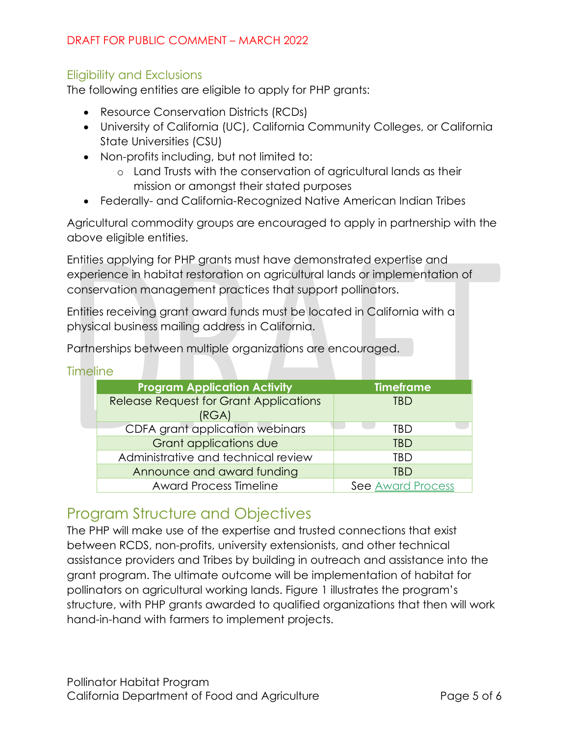DRAFT FOR PUBLIC COMMENT – MARCH 2022

### Eligibility and Exclusions

The following entities are eligible to apply for PHP grants:

- Resource Conservation Districts (RCDs)
- University of California (UC), California Community Colleges, or California State Universities (CSU)
- Non-profits including, but not limited to:
  - Land Trusts with the conservation of agricultural lands as their mission or amongst their stated purposes
- Federally- and California-Recognized Native American Indian Tribes

Agricultural commodity groups are encouraged to apply in partnership with the above eligible entities.

Entities applying for PHP grants must have demonstrated expertise and experience in habitat restoration on agricultural lands or implementation of conservation management practices that support pollinators.

Entities receiving grant award funds must be located in California with a physical business mailing address in California.

Partnerships between multiple organizations are encouraged.

### Timeline

| Program Application Activity | Timeframe |
| --- | --- |
| Release Request for Grant Applications (RGA) | TBD |
| CDFA grant application webinars | TBD |
| Grant applications due | TBD |
| Administrative and technical review | TBD |
| Announce and award funding | TBD |
| Award Process Timeline | See Award Process |

## Program Structure and Objectives

The PHP will make use of the expertise and trusted connections that exist between RCDS, non-profits, university extensionists, and other technical assistance providers and Tribes by building in outreach and assistance into the grant program. The ultimate outcome will be implementation of habitat for pollinators on agricultural working lands. Figure 1 illustrates the program's structure, with PHP grants awarded to qualified organizations that then will work hand-in-hand with farmers to implement projects.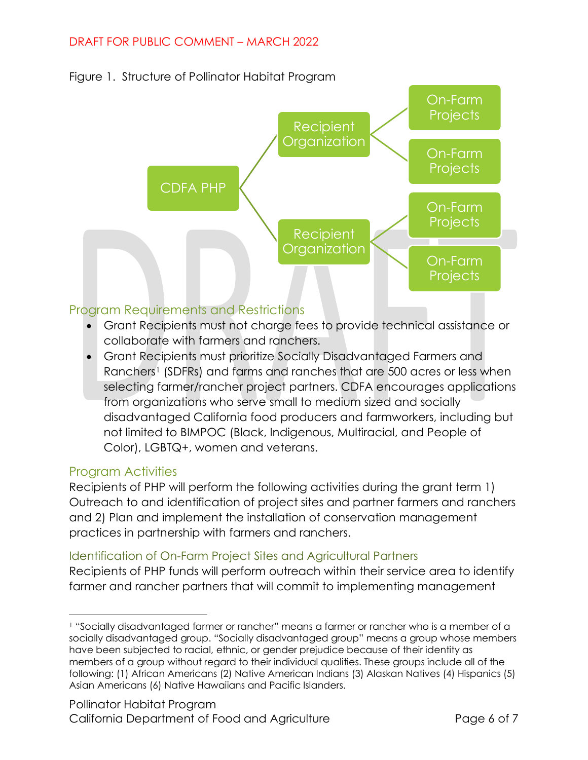Figure 1. Structure of Pollinator Habitat Program

CDFA PHP
- Recipient Organization
  - On-Farm Projects
  - On-Farm Projects
- Recipient Organization
  - On-Farm Projects
  - On-Farm Projects

## Program Requirements and Restrictions

- Grant Recipients must not charge fees to provide technical assistance or collaborate with farmers and ranchers.
- Grant Recipients must prioritize Socially Disadvantaged Farmers and Ranchers[1] (SDFRs) and farms and ranches that are 500 acres or less when selecting farmer/rancher project partners. CDFA encourages applications from organizations who serve small to medium sized and socially disadvantaged California food producers and farmworkers, including but not limited to BIMPOC (Black, Indigenous, Multiracial, and People of Color), LGBTQ+, women and veterans.

## Program Activities

Recipients of PHP will perform the following activities during the grant term 1) Outreach to and identification of project sites and partner farmers and ranchers and 2) Plan and implement the installation of conservation management practices in partnership with farmers and ranchers.

### Identification of On-Farm Project Sites and Agricultural Partners

Recipients of PHP funds will perform outreach within their service area to identify farmer and rancher partners that will commit to implementing management

[1] "Socially disadvantaged farmer or rancher" means a farmer or rancher who is a member of a socially disadvantaged group. "Socially disadvantaged group" means a group whose members have been subjected to racial, ethnic, or gender prejudice because of their identity as members of a group without regard to their individual qualities. These groups include all of the following: (1) African Americans (2) Native American Indians (3) Alaskan Natives (4) Hispanics (5) Asian Americans (6) Native Hawaiians and Pacific Islanders.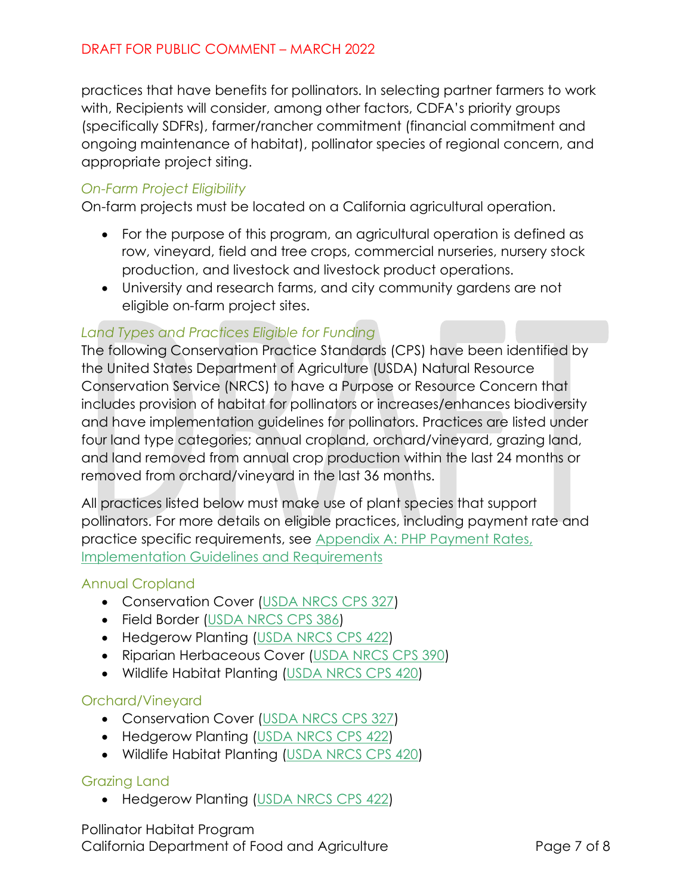practices that have benefits for pollinators. In selecting partner farmers to work with, Recipients will consider, among other factors, CDFA's priority groups (specifically SDFRs), farmer/rancher commitment (financial commitment and ongoing maintenance of habitat), pollinator species of regional concern, and appropriate project siting.

### *On-Farm Project Eligibility*

On-farm projects must be located on a California agricultural operation.

- For the purpose of this program, an agricultural operation is defined as row, vineyard, field and tree crops, commercial nurseries, nursery stock production, and livestock and livestock product operations.
- University and research farms, and city community gardens are not eligible on-farm project sites.

### *Land Types and Practices Eligible for Funding*

The following Conservation Practice Standards (CPS) have been identified by the United States Department of Agriculture (USDA) Natural Resource Conservation Service (NRCS) to have a Purpose or Resource Concern that includes provision of habitat for pollinators or increases/enhances biodiversity and have implementation guidelines for pollinators. Practices are listed under four land type categories; annual cropland, orchard/vineyard, grazing land, and land removed from annual crop production within the last 24 months or removed from orchard/vineyard in the last 36 months.

All practices listed below must make use of plant species that support pollinators. For more details on eligible practices, including payment rate and practice specific requirements, see Appendix A: PHP Payment Rates, Implementation Guidelines and Requirements

#### Annual Cropland

- Conservation Cover (USDA NRCS CPS 327)
- Field Border (USDA NRCS CPS 386)
- Hedgerow Planting (USDA NRCS CPS 422)
- Riparian Herbaceous Cover (USDA NRCS CPS 390)
- Wildlife Habitat Planting (USDA NRCS CPS 420)

#### Orchard/Vineyard

- Conservation Cover (USDA NRCS CPS 327)
- Hedgerow Planting (USDA NRCS CPS 422)
- Wildlife Habitat Planting (USDA NRCS CPS 420)

#### Grazing Land

- Hedgerow Planting (USDA NRCS CPS 422)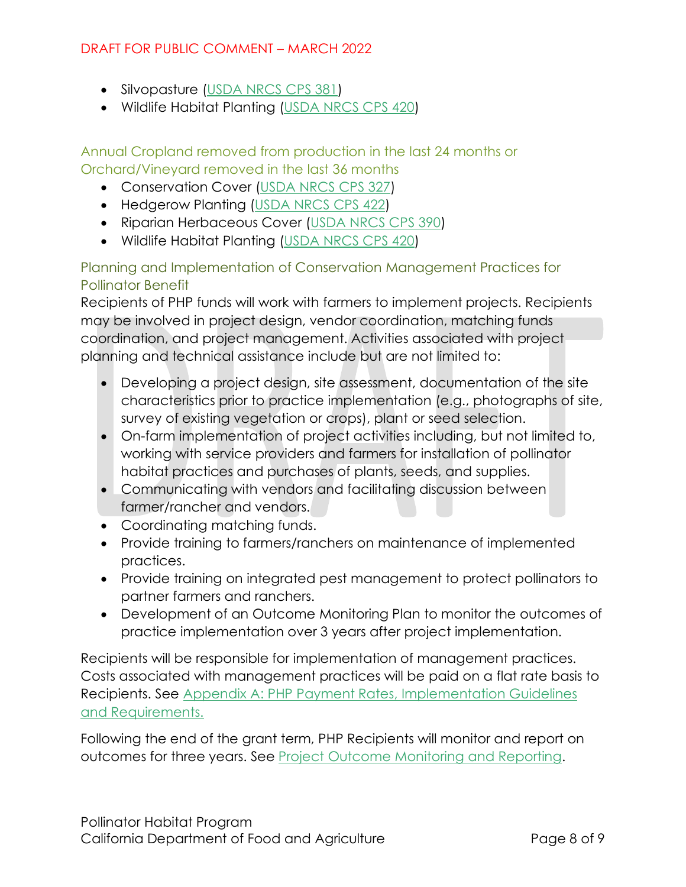- Silvopasture ([USDA NRCS CPS 381](#))
- Wildlife Habitat Planting ([USDA NRCS CPS 420](#))

### Annual Cropland removed from production in the last 24 months or Orchard/Vineyard removed in the last 36 months

- Conservation Cover ([USDA NRCS CPS 327](#))
- Hedgerow Planting ([USDA NRCS CPS 422](#))
- Riparian Herbaceous Cover ([USDA NRCS CPS 390](#))
- Wildlife Habitat Planting ([USDA NRCS CPS 420](#))

### Planning and Implementation of Conservation Management Practices for Pollinator Benefit

Recipients of PHP funds will work with farmers to implement projects. Recipients may be involved in project design, vendor coordination, matching funds coordination, and project management. Activities associated with project planning and technical assistance include but are not limited to:

- Developing a project design, site assessment, documentation of the site characteristics prior to practice implementation (e.g., photographs of site, survey of existing vegetation or crops), plant or seed selection.
- On-farm implementation of project activities including, but not limited to, working with service providers and farmers for installation of pollinator habitat practices and purchases of plants, seeds, and supplies.
- Communicating with vendors and facilitating discussion between farmer/rancher and vendors.
- Coordinating matching funds.
- Provide training to farmers/ranchers on maintenance of implemented practices.
- Provide training on integrated pest management to protect pollinators to partner farmers and ranchers.
- Development of an Outcome Monitoring Plan to monitor the outcomes of practice implementation over 3 years after project implementation.

Recipients will be responsible for implementation of management practices. Costs associated with management practices will be paid on a flat rate basis to Recipients. See [Appendix A: PHP Payment Rates, Implementation Guidelines and Requirements.](#)

Following the end of the grant term, PHP Recipients will monitor and report on outcomes for three years. See [Project Outcome Monitoring and Reporting](#).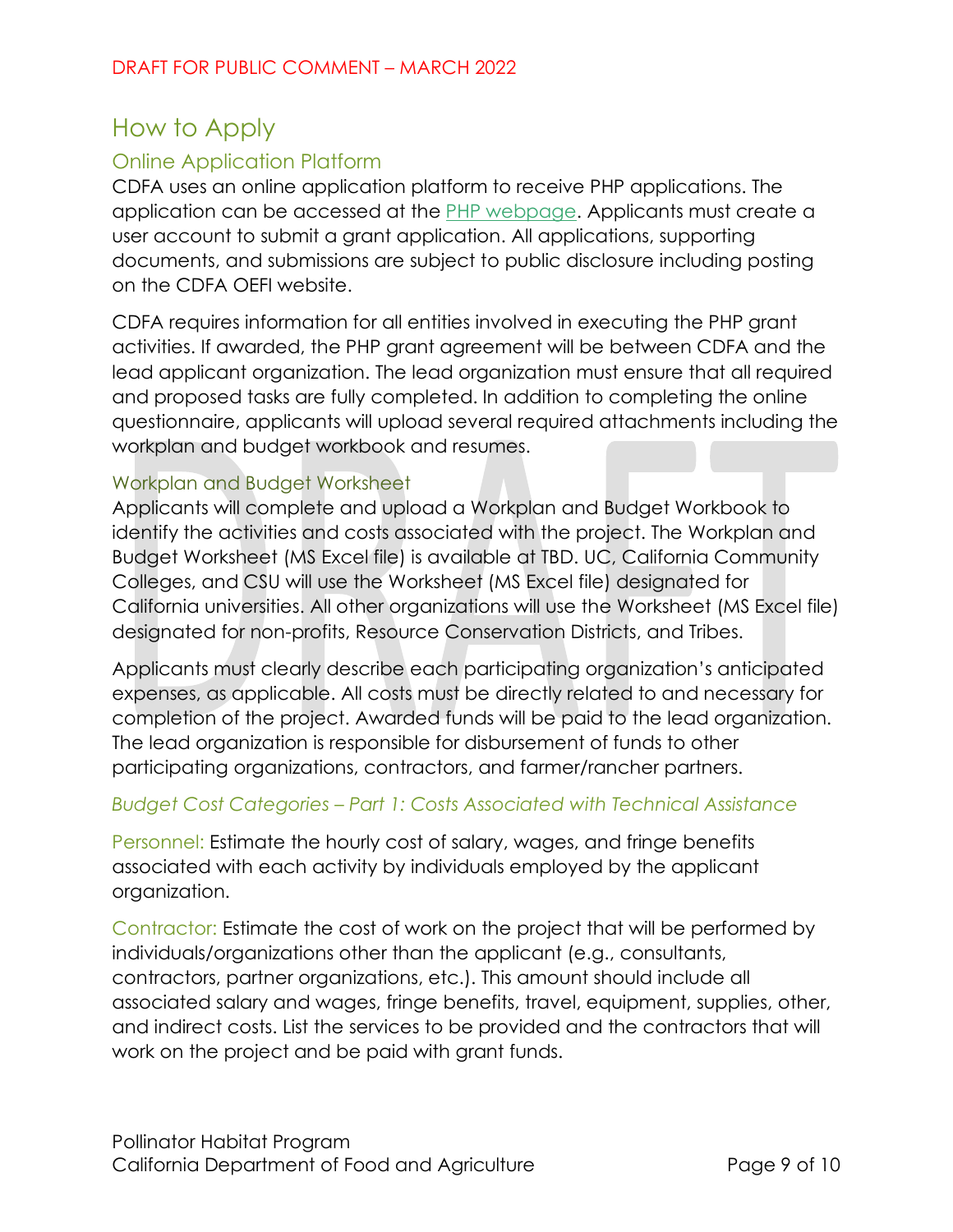DRAFT FOR PUBLIC COMMENT – MARCH 2022

# How to Apply

## Online Application Platform

CDFA uses an online application platform to receive PHP applications. The application can be accessed at the [PHP webpage](). Applicants must create a user account to submit a grant application. All applications, supporting documents, and submissions are subject to public disclosure including posting on the CDFA OEFI website.

CDFA requires information for all entities involved in executing the PHP grant activities. If awarded, the PHP grant agreement will be between CDFA and the lead applicant organization. The lead organization must ensure that all required and proposed tasks are fully completed. In addition to completing the online questionnaire, applicants will upload several required attachments including the workplan and budget workbook and resumes.

## Workplan and Budget Worksheet

Applicants will complete and upload a Workplan and Budget Workbook to identify the activities and costs associated with the project. The Workplan and Budget Worksheet (MS Excel file) is available at TBD. UC, California Community Colleges, and CSU will use the Worksheet (MS Excel file) designated for California universities. All other organizations will use the Worksheet (MS Excel file) designated for non-profits, Resource Conservation Districts, and Tribes.

Applicants must clearly describe each participating organization's anticipated expenses, as applicable. All costs must be directly related to and necessary for completion of the project. Awarded funds will be paid to the lead organization. The lead organization is responsible for disbursement of funds to other participating organizations, contractors, and farmer/rancher partners.

### *Budget Cost Categories – Part 1: Costs Associated with Technical Assistance*

Personnel: Estimate the hourly cost of salary, wages, and fringe benefits associated with each activity by individuals employed by the applicant organization.

Contractor: Estimate the cost of work on the project that will be performed by individuals/organizations other than the applicant (e.g., consultants, contractors, partner organizations, etc.). This amount should include all associated salary and wages, fringe benefits, travel, equipment, supplies, other, and indirect costs. List the services to be provided and the contractors that will work on the project and be paid with grant funds.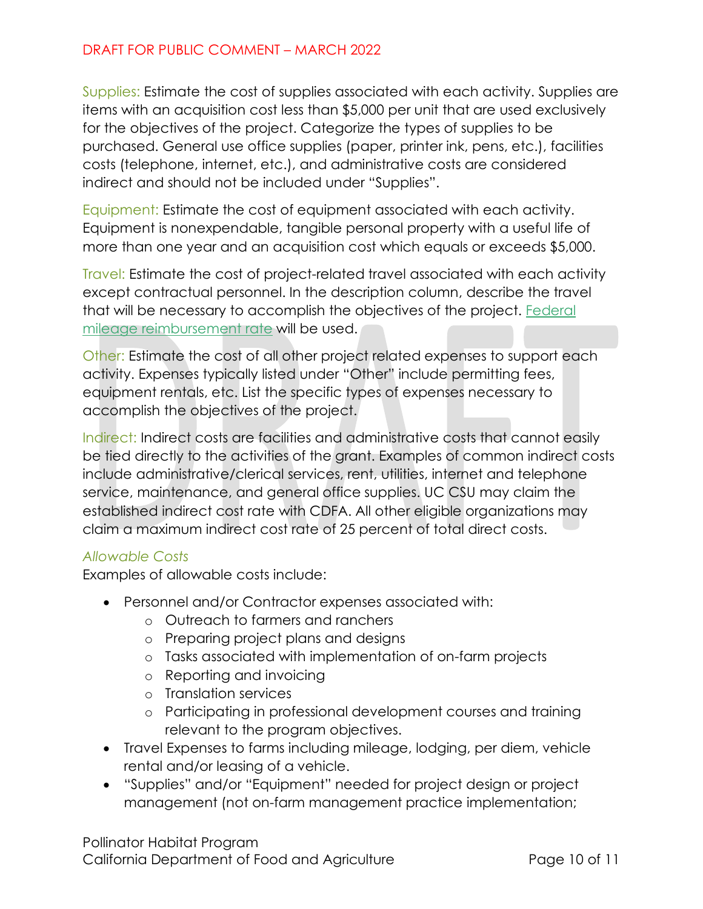Supplies: Estimate the cost of supplies associated with each activity. Supplies are items with an acquisition cost less than $5,000 per unit that are used exclusively for the objectives of the project. Categorize the types of supplies to be purchased. General use office supplies (paper, printer ink, pens, etc.), facilities costs (telephone, internet, etc.), and administrative costs are considered indirect and should not be included under "Supplies".

Equipment: Estimate the cost of equipment associated with each activity. Equipment is nonexpendable, tangible personal property with a useful life of more than one year and an acquisition cost which equals or exceeds $5,000.

Travel: Estimate the cost of project-related travel associated with each activity except contractual personnel. In the description column, describe the travel that will be necessary to accomplish the objectives of the project. Federal mileage reimbursement rate will be used.

Other: Estimate the cost of all other project related expenses to support each activity. Expenses typically listed under "Other" include permitting fees, equipment rentals, etc. List the specific types of expenses necessary to accomplish the objectives of the project.

Indirect: Indirect costs are facilities and administrative costs that cannot easily be tied directly to the activities of the grant. Examples of common indirect costs include administrative/clerical services, rent, utilities, internet and telephone service, maintenance, and general office supplies. UC CSU may claim the established indirect cost rate with CDFA. All other eligible organizations may claim a maximum indirect cost rate of 25 percent of total direct costs.

*Allowable Costs*

Examples of allowable costs include:

- Personnel and/or Contractor expenses associated with:
  - Outreach to farmers and ranchers
  - Preparing project plans and designs
  - Tasks associated with implementation of on-farm projects
  - Reporting and invoicing
  - Translation services
  - Participating in professional development courses and training relevant to the program objectives.
- Travel Expenses to farms including mileage, lodging, per diem, vehicle rental and/or leasing of a vehicle.
- "Supplies" and/or "Equipment" needed for project design or project management (not on-farm management practice implementation;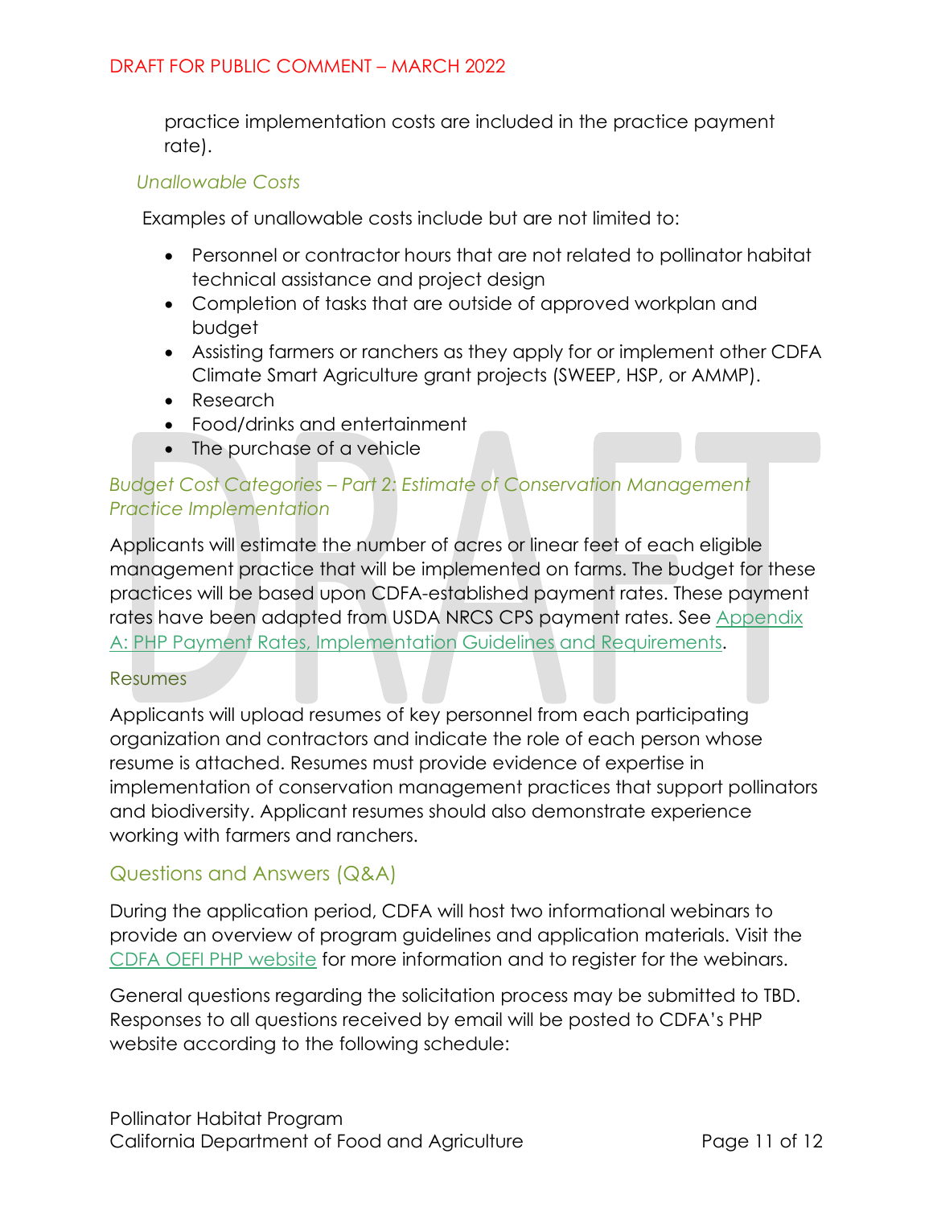practice implementation costs are included in the practice payment rate).

*Unallowable Costs*

Examples of unallowable costs include but are not limited to:

- Personnel or contractor hours that are not related to pollinator habitat technical assistance and project design
- Completion of tasks that are outside of approved workplan and budget
- Assisting farmers or ranchers as they apply for or implement other CDFA Climate Smart Agriculture grant projects (SWEEP, HSP, or AMMP).
- Research
- Food/drinks and entertainment
- The purchase of a vehicle

*Budget Cost Categories – Part 2: Estimate of Conservation Management Practice Implementation*

Applicants will estimate the number of acres or linear feet of each eligible management practice that will be implemented on farms. The budget for these practices will be based upon CDFA-established payment rates. These payment rates have been adapted from USDA NRCS CPS payment rates. See Appendix A: PHP Payment Rates, Implementation Guidelines and Requirements.

### Resumes

Applicants will upload resumes of key personnel from each participating organization and contractors and indicate the role of each person whose resume is attached. Resumes must provide evidence of expertise in implementation of conservation management practices that support pollinators and biodiversity. Applicant resumes should also demonstrate experience working with farmers and ranchers.

## Questions and Answers (Q&A)

During the application period, CDFA will host two informational webinars to provide an overview of program guidelines and application materials. Visit the CDFA OEFI PHP website for more information and to register for the webinars.

General questions regarding the solicitation process may be submitted to TBD. Responses to all questions received by email will be posted to CDFA's PHP website according to the following schedule: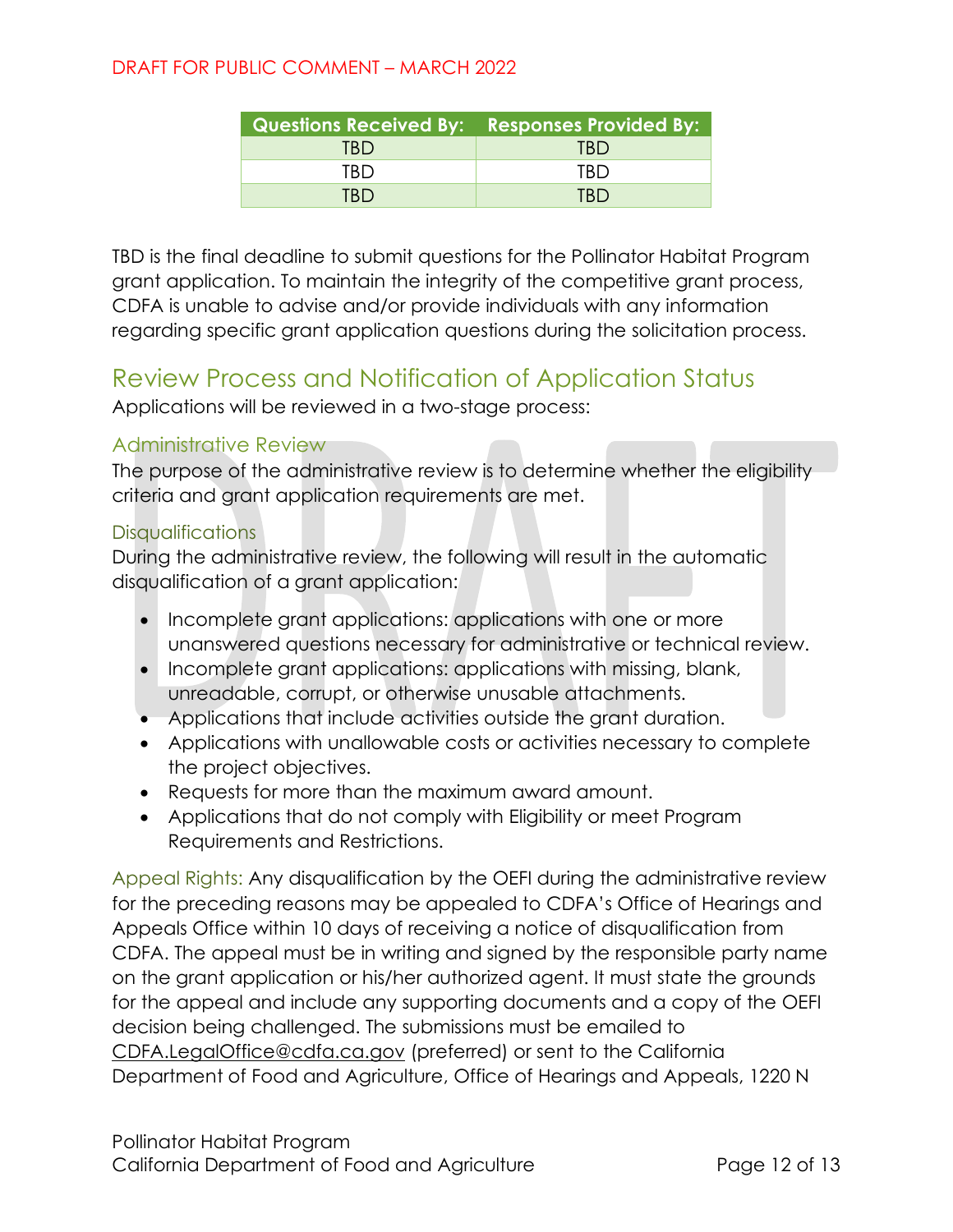| Questions Received By: | Responses Provided By: |
|---|---|
| TBD | TBD |
| TBD | TBD |
| TBD | TBD |

TBD is the final deadline to submit questions for the Pollinator Habitat Program grant application. To maintain the integrity of the competitive grant process, CDFA is unable to advise and/or provide individuals with any information regarding specific grant application questions during the solicitation process.

## Review Process and Notification of Application Status

Applications will be reviewed in a two-stage process:

### Administrative Review

The purpose of the administrative review is to determine whether the eligibility criteria and grant application requirements are met.

### Disqualifications

During the administrative review, the following will result in the automatic disqualification of a grant application:

- Incomplete grant applications: applications with one or more unanswered questions necessary for administrative or technical review.
- Incomplete grant applications: applications with missing, blank, unreadable, corrupt, or otherwise unusable attachments.
- Applications that include activities outside the grant duration.
- Applications with unallowable costs or activities necessary to complete the project objectives.
- Requests for more than the maximum award amount.
- Applications that do not comply with Eligibility or meet Program Requirements and Restrictions.

Appeal Rights: Any disqualification by the OEFI during the administrative review for the preceding reasons may be appealed to CDFA's Office of Hearings and Appeals Office within 10 days of receiving a notice of disqualification from CDFA. The appeal must be in writing and signed by the responsible party name on the grant application or his/her authorized agent. It must state the grounds for the appeal and include any supporting documents and a copy of the OEFI decision being challenged. The submissions must be emailed to CDFA.LegalOffice@cdfa.ca.gov (preferred) or sent to the California Department of Food and Agriculture, Office of Hearings and Appeals, 1220 N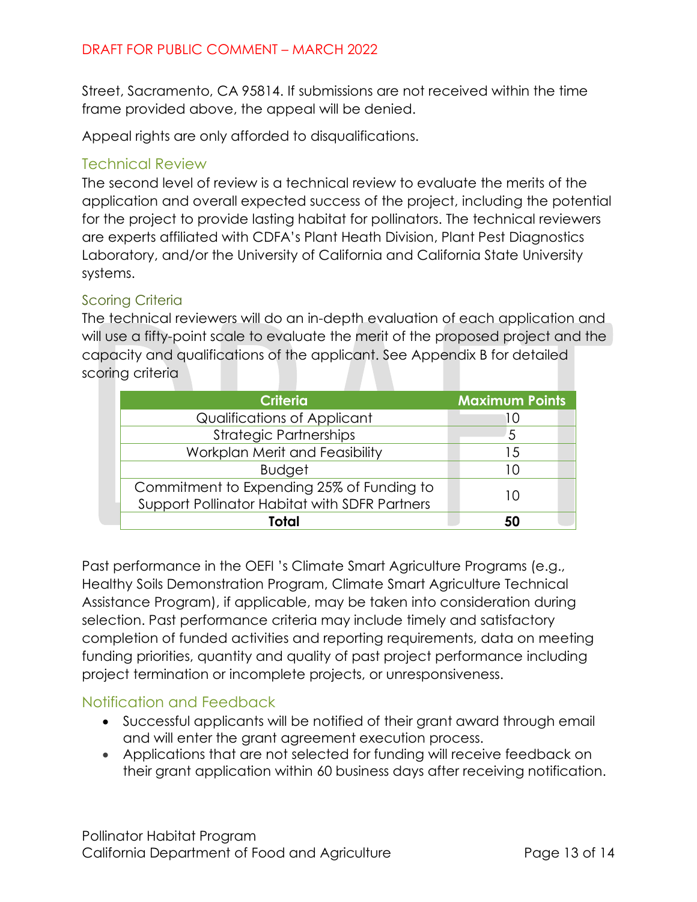Street, Sacramento, CA 95814. If submissions are not received within the time frame provided above, the appeal will be denied.

Appeal rights are only afforded to disqualifications.

## Technical Review

The second level of review is a technical review to evaluate the merits of the application and overall expected success of the project, including the potential for the project to provide lasting habitat for pollinators. The technical reviewers are experts affiliated with CDFA's Plant Heath Division, Plant Pest Diagnostics Laboratory, and/or the University of California and California State University systems.

### Scoring Criteria

The technical reviewers will do an in-depth evaluation of each application and will use a fifty-point scale to evaluate the merit of the proposed project and the capacity and qualifications of the applicant. See Appendix B for detailed scoring criteria

| Criteria | Maximum Points |
|---|---|
| Qualifications of Applicant | 10 |
| Strategic Partnerships | 5 |
| Workplan Merit and Feasibility | 15 |
| Budget | 10 |
| Commitment to Expending 25% of Funding to Support Pollinator Habitat with SDFR Partners | 10 |
| **Total** | **50** |

Past performance in the OEFI 's Climate Smart Agriculture Programs (e.g., Healthy Soils Demonstration Program, Climate Smart Agriculture Technical Assistance Program), if applicable, may be taken into consideration during selection. Past performance criteria may include timely and satisfactory completion of funded activities and reporting requirements, data on meeting funding priorities, quantity and quality of past project performance including project termination or incomplete projects, or unresponsiveness.

## Notification and Feedback

- Successful applicants will be notified of their grant award through email and will enter the grant agreement execution process.
- Applications that are not selected for funding will receive feedback on their grant application within 60 business days after receiving notification.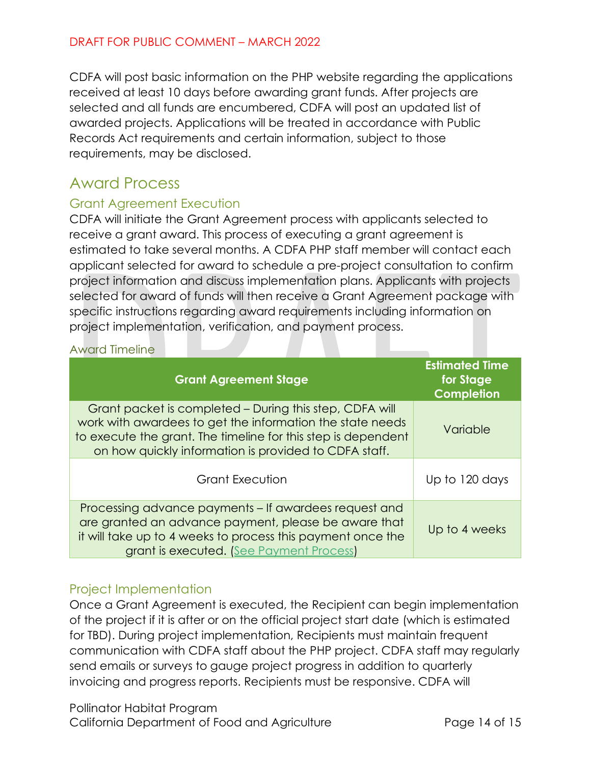CDFA will post basic information on the PHP website regarding the applications received at least 10 days before awarding grant funds. After projects are selected and all funds are encumbered, CDFA will post an updated list of awarded projects. Applications will be treated in accordance with Public Records Act requirements and certain information, subject to those requirements, may be disclosed.

## Award Process

### Grant Agreement Execution

CDFA will initiate the Grant Agreement process with applicants selected to receive a grant award. This process of executing a grant agreement is estimated to take several months. A CDFA PHP staff member will contact each applicant selected for award to schedule a pre-project consultation to confirm project information and discuss implementation plans. Applicants with projects selected for award of funds will then receive a Grant Agreement package with specific instructions regarding award requirements including information on project implementation, verification, and payment process.

#### Award Timeline

| Grant Agreement Stage | Estimated Time for Stage Completion |
|---|---|
| Grant packet is completed – During this step, CDFA will work with awardees to get the information the state needs to execute the grant. The timeline for this step is dependent on how quickly information is provided to CDFA staff. | Variable |
| Grant Execution | Up to 120 days |
| Processing advance payments – If awardees request and are granted an advance payment, please be aware that it will take up to 4 weeks to process this payment once the grant is executed. (See Payment Process) | Up to 4 weeks |

### Project Implementation

Once a Grant Agreement is executed, the Recipient can begin implementation of the project if it is after or on the official project start date (which is estimated for TBD). During project implementation, Recipients must maintain frequent communication with CDFA staff about the PHP project. CDFA staff may regularly send emails or surveys to gauge project progress in addition to quarterly invoicing and progress reports. Recipients must be responsive. CDFA will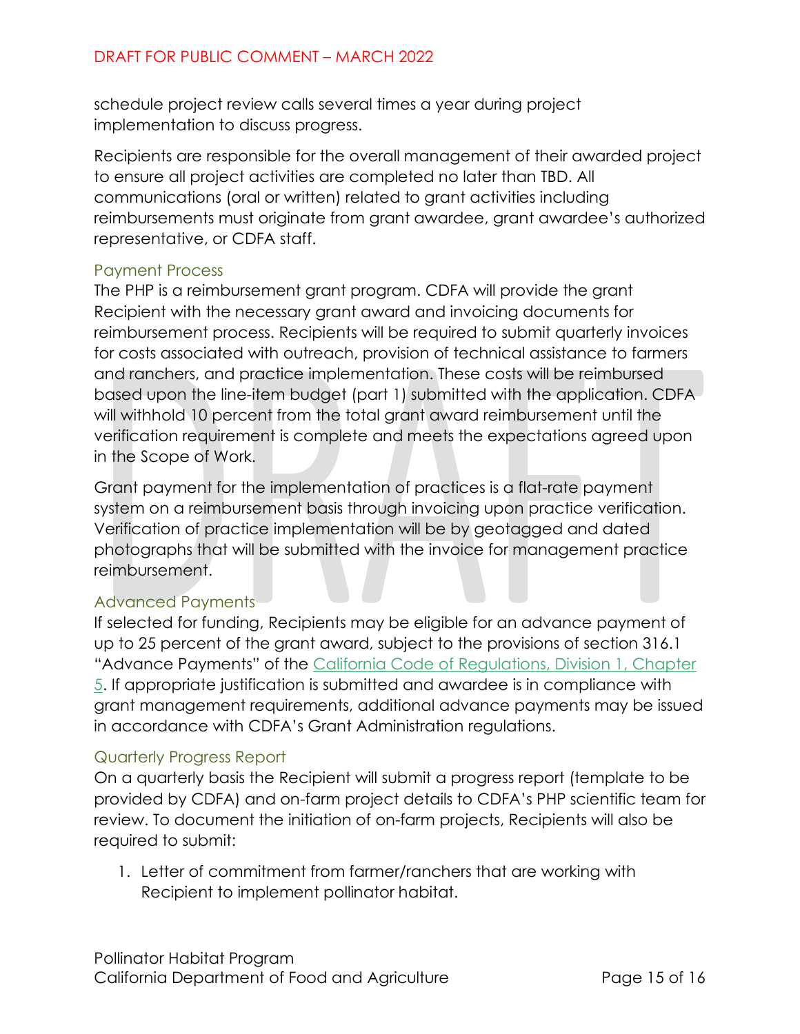schedule project review calls several times a year during project implementation to discuss progress.

Recipients are responsible for the overall management of their awarded project to ensure all project activities are completed no later than TBD. All communications (oral or written) related to grant activities including reimbursements must originate from grant awardee, grant awardee's authorized representative, or CDFA staff.

### Payment Process

The PHP is a reimbursement grant program. CDFA will provide the grant Recipient with the necessary grant award and invoicing documents for reimbursement process. Recipients will be required to submit quarterly invoices for costs associated with outreach, provision of technical assistance to farmers and ranchers, and practice implementation. These costs will be reimbursed based upon the line-item budget (part 1) submitted with the application. CDFA will withhold 10 percent from the total grant award reimbursement until the verification requirement is complete and meets the expectations agreed upon in the Scope of Work.

Grant payment for the implementation of practices is a flat-rate payment system on a reimbursement basis through invoicing upon practice verification. Verification of practice implementation will be by geotagged and dated photographs that will be submitted with the invoice for management practice reimbursement.

### Advanced Payments

If selected for funding, Recipients may be eligible for an advance payment of up to 25 percent of the grant award, subject to the provisions of section 316.1 "Advance Payments" of the California Code of Regulations, Division 1, Chapter 5. If appropriate justification is submitted and awardee is in compliance with grant management requirements, additional advance payments may be issued in accordance with CDFA's Grant Administration regulations.

### Quarterly Progress Report

On a quarterly basis the Recipient will submit a progress report (template to be provided by CDFA) and on-farm project details to CDFA's PHP scientific team for review. To document the initiation of on-farm projects, Recipients will also be required to submit:

1. Letter of commitment from farmer/ranchers that are working with Recipient to implement pollinator habitat.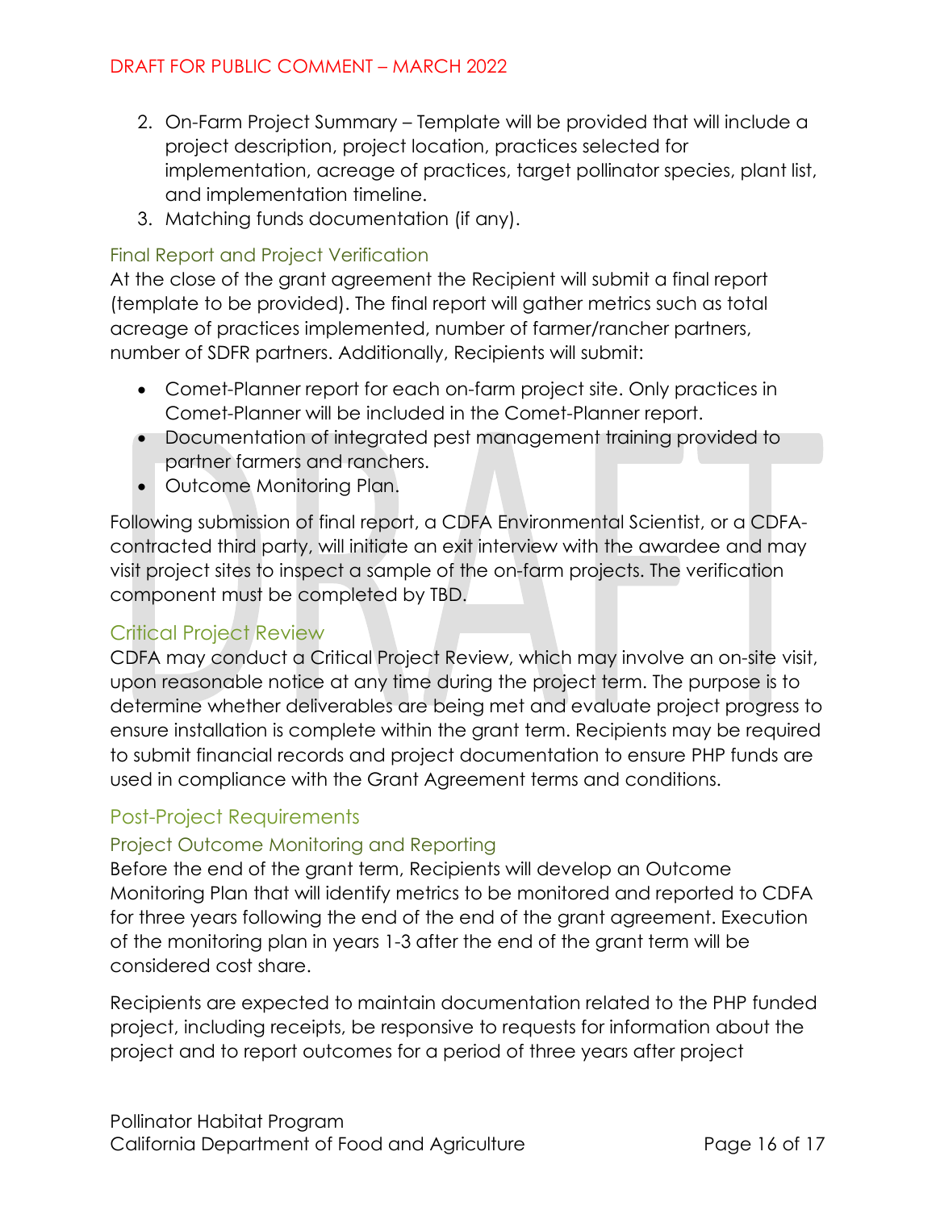2. On-Farm Project Summary – Template will be provided that will include a project description, project location, practices selected for implementation, acreage of practices, target pollinator species, plant list, and implementation timeline.
3. Matching funds documentation (if any).

### Final Report and Project Verification

At the close of the grant agreement the Recipient will submit a final report (template to be provided). The final report will gather metrics such as total acreage of practices implemented, number of farmer/rancher partners, number of SDFR partners. Additionally, Recipients will submit:

- Comet-Planner report for each on-farm project site. Only practices in Comet-Planner will be included in the Comet-Planner report.
- Documentation of integrated pest management training provided to partner farmers and ranchers.
- Outcome Monitoring Plan.

Following submission of final report, a CDFA Environmental Scientist, or a CDFA-contracted third party, will initiate an exit interview with the awardee and may visit project sites to inspect a sample of the on-farm projects. The verification component must be completed by TBD.

## Critical Project Review

CDFA may conduct a Critical Project Review, which may involve an on-site visit, upon reasonable notice at any time during the project term. The purpose is to determine whether deliverables are being met and evaluate project progress to ensure installation is complete within the grant term. Recipients may be required to submit financial records and project documentation to ensure PHP funds are used in compliance with the Grant Agreement terms and conditions.

## Post-Project Requirements

### Project Outcome Monitoring and Reporting

Before the end of the grant term, Recipients will develop an Outcome Monitoring Plan that will identify metrics to be monitored and reported to CDFA for three years following the end of the end of the grant agreement. Execution of the monitoring plan in years 1-3 after the end of the grant term will be considered cost share.

Recipients are expected to maintain documentation related to the PHP funded project, including receipts, be responsive to requests for information about the project and to report outcomes for a period of three years after project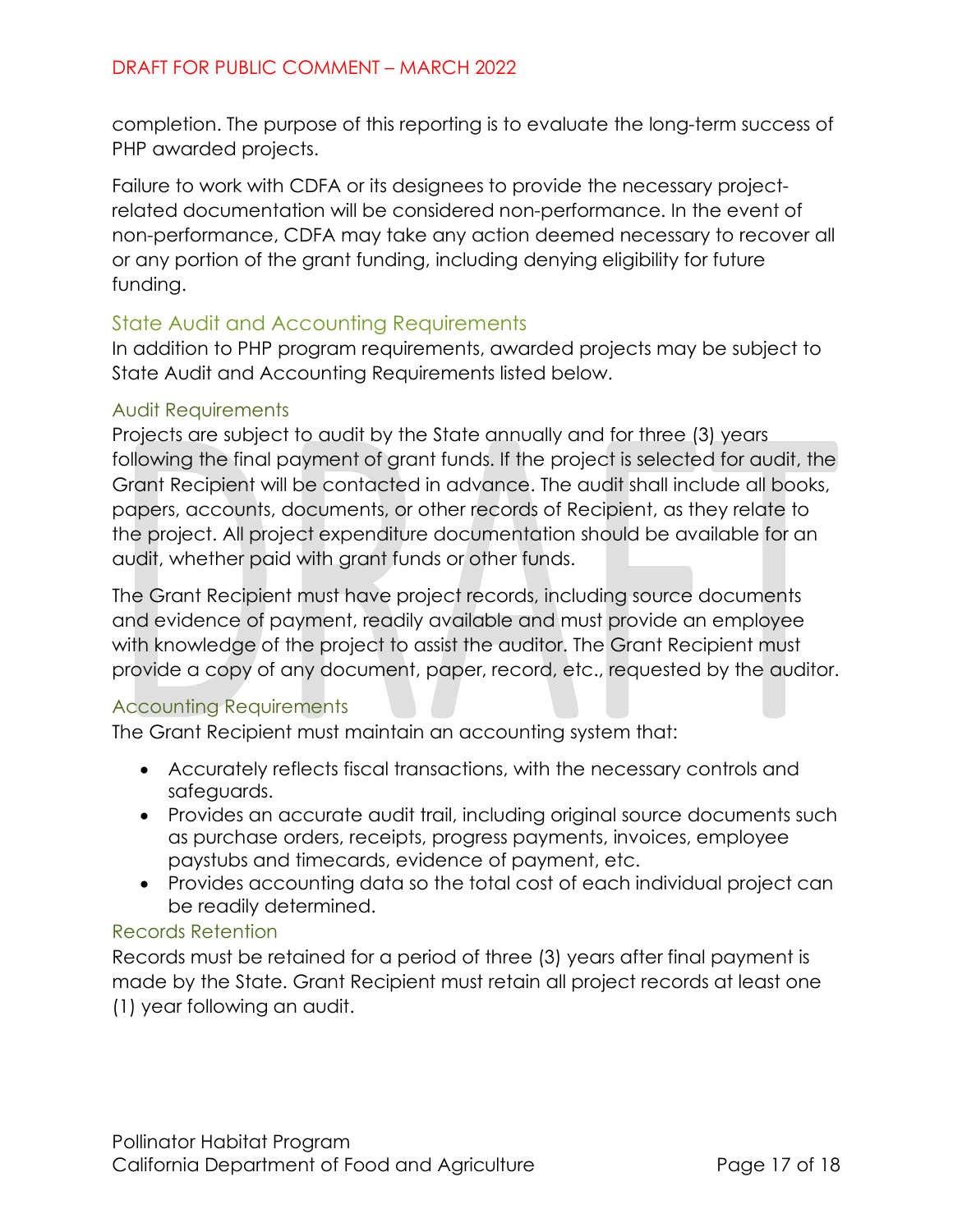completion. The purpose of this reporting is to evaluate the long-term success of PHP awarded projects.

Failure to work with CDFA or its designees to provide the necessary project-related documentation will be considered non-performance. In the event of non-performance, CDFA may take any action deemed necessary to recover all or any portion of the grant funding, including denying eligibility for future funding.

## State Audit and Accounting Requirements

In addition to PHP program requirements, awarded projects may be subject to State Audit and Accounting Requirements listed below.

### Audit Requirements

Projects are subject to audit by the State annually and for three (3) years following the final payment of grant funds. If the project is selected for audit, the Grant Recipient will be contacted in advance. The audit shall include all books, papers, accounts, documents, or other records of Recipient, as they relate to the project. All project expenditure documentation should be available for an audit, whether paid with grant funds or other funds.

The Grant Recipient must have project records, including source documents and evidence of payment, readily available and must provide an employee with knowledge of the project to assist the auditor. The Grant Recipient must provide a copy of any document, paper, record, etc., requested by the auditor.

### Accounting Requirements

The Grant Recipient must maintain an accounting system that:

- Accurately reflects fiscal transactions, with the necessary controls and safeguards.
- Provides an accurate audit trail, including original source documents such as purchase orders, receipts, progress payments, invoices, employee paystubs and timecards, evidence of payment, etc.
- Provides accounting data so the total cost of each individual project can be readily determined.

### Records Retention

Records must be retained for a period of three (3) years after final payment is made by the State. Grant Recipient must retain all project records at least one (1) year following an audit.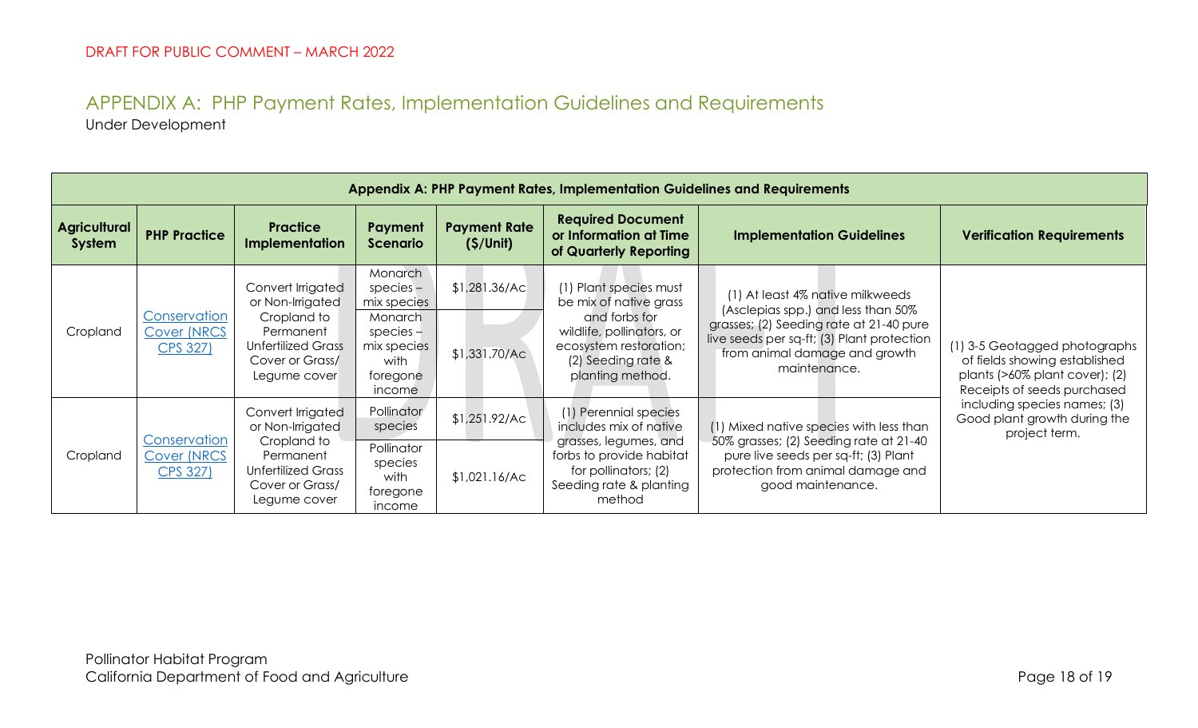DRAFT FOR PUBLIC COMMENT – MARCH 2022

## APPENDIX A: PHP Payment Rates, Implementation Guidelines and Requirements

Under Development

| Appendix A: PHP Payment Rates, Implementation Guidelines and Requirements | | | | | | | |
|---|---|---|---|---|---|---|---|
| **Agricultural System** | **PHP Practice** | **Practice Implementation** | **Payment Scenario** | **Payment Rate ($/Unit)** | **Required Document or Information at Time of Quarterly Reporting** | **Implementation Guidelines** | **Verification Requirements** |
| Cropland | [Conservation Cover (NRCS CPS 327)]() | Convert Irrigated or Non-Irrigated Cropland to Permanent Unfertilized Grass Cover or Grass/ Legume cover | Monarch species – mix species | $1,281.36/Ac | (1) Plant species must be mix of native grass and forbs for wildlife, pollinators, or ecosystem restoration; (2) Seeding rate & planting method. | (1) At least 4% native milkweeds (Asclepias spp.) and less than 50% grasses; (2) Seeding rate at 21-40 pure live seeds per sq-ft; (3) Plant protection from animal damage and growth maintenance. | (1) 3-5 Geotagged photographs of fields showing established plants (>60% plant cover); (2) Receipts of seeds purchased including species names; (3) Good plant growth during the project term. |
| | | | Monarch species – mix species with foregone income | $1,331.70/Ac | | | |
| Cropland | [Conservation Cover (NRCS CPS 327)]() | Convert Irrigated or Non-Irrigated Cropland to Permanent Unfertilized Grass Cover or Grass/ Legume cover | Pollinator species | $1,251.92/Ac | (1) Perennial species includes mix of native grasses, legumes, and forbs to provide habitat for pollinators; (2) Seeding rate & planting method | (1) Mixed native species with less than 50% grasses; (2) Seeding rate at 21-40 pure live seeds per sq-ft; (3) Plant protection from animal damage and good maintenance. | |
| | | | Pollinator species with foregone income | $1,021.16/Ac | | | |

Pollinator Habitat Program
California Department of Food and Agriculture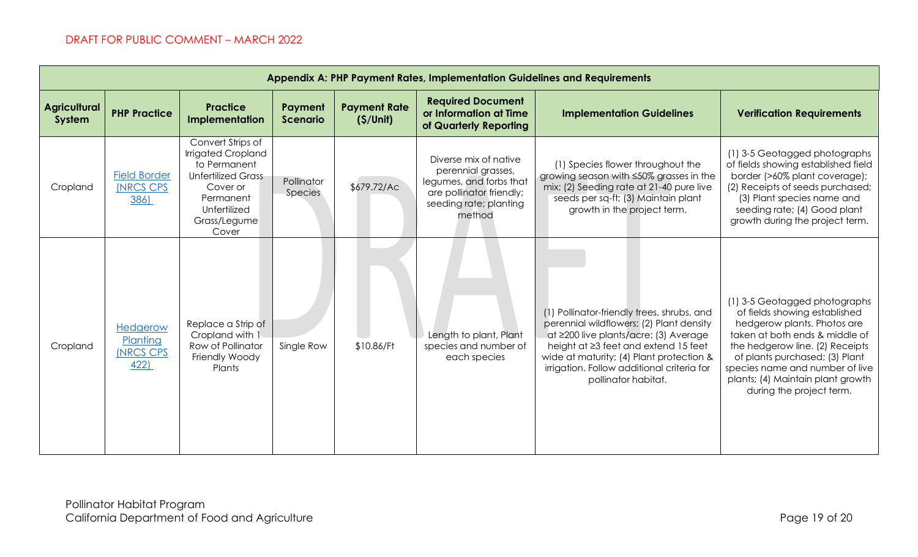DRAFT FOR PUBLIC COMMENT – MARCH 2022

| Appendix A: PHP Payment Rates, Implementation Guidelines and Requirements | | | | | | | |
|---|---|---|---|---|---|---|---|
| **Agricultural System** | **PHP Practice** | **Practice Implementation** | **Payment Scenario** | **Payment Rate ($/Unit)** | **Required Document or Information at Time of Quarterly Reporting** | **Implementation Guidelines** | **Verification Requirements** |
| Cropland | Field Border (NRCS CPS 386) | Convert Strips of Irrigated Cropland to Permanent Unfertilized Grass Cover or Permanent Unfertilized Grass/Legume Cover | Pollinator Species | $679.72/Ac | Diverse mix of native perennial grasses, legumes, and forbs that are pollinator friendly; seeding rate; planting method | (1) Species flower throughout the growing season with ≤50% grasses in the mix; (2) Seeding rate at 21-40 pure live seeds per sq-ft; (3) Maintain plant growth in the project term. | (1) 3-5 Geotagged photographs of fields showing established field border (>60% plant coverage); (2) Receipts of seeds purchased; (3) Plant species name and seeding rate; (4) Good plant growth during the project term. |
| Cropland | Hedgerow Planting (NRCS CPS 422) | Replace a Strip of Cropland with 1 Row of Pollinator Friendly Woody Plants | Single Row | $10.86/Ft | Length to plant, Plant species and number of each species | (1) Pollinator-friendly trees, shrubs, and perennial wildflowers; (2) Plant density at ≥200 live plants/acre; (3) Average height at ≥3 feet and extend 15 feet wide at maturity; (4) Plant protection & irrigation. Follow additional criteria for pollinator habitat. | (1) 3-5 Geotagged photographs of fields showing established hedgerow plants. Photos are taken at both ends & middle of the hedgerow line. (2) Receipts of plants purchased; (3) Plant species name and number of live plants; (4) Maintain plant growth during the project term. |

Pollinator Habitat Program
California Department of Food and Agriculture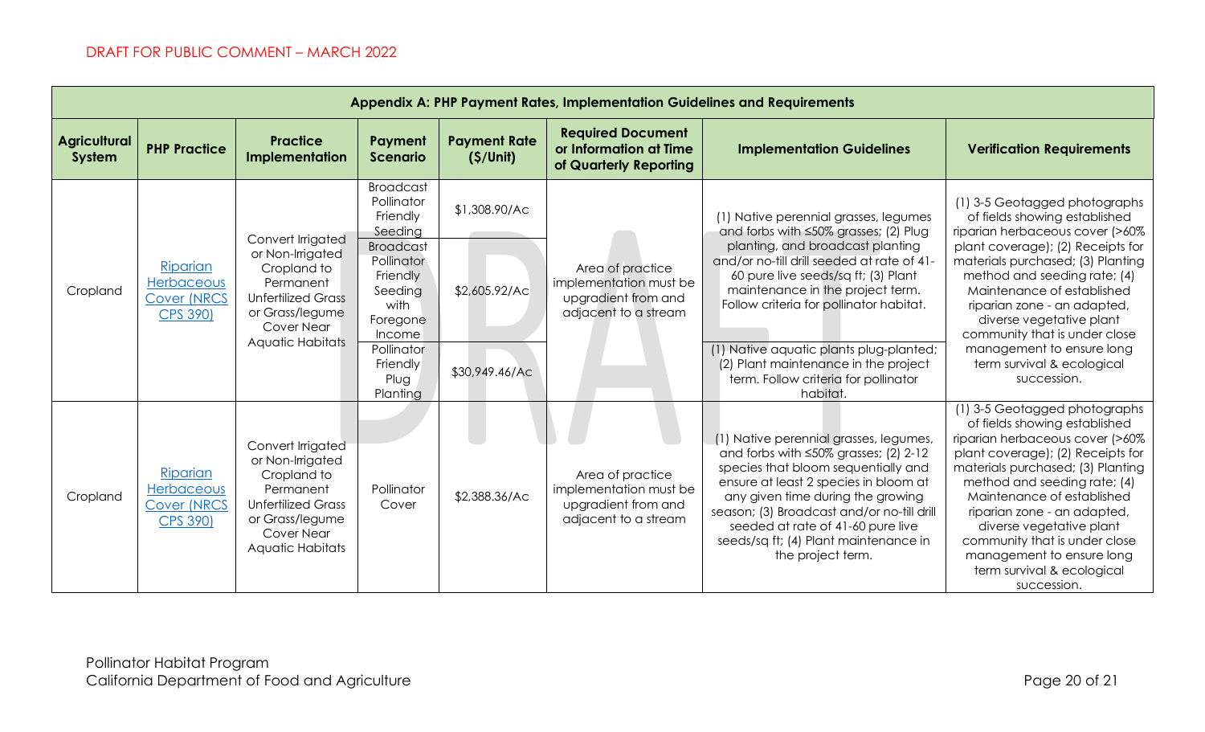DRAFT FOR PUBLIC COMMENT – MARCH 2022

| Appendix A: PHP Payment Rates, Implementation Guidelines and Requirements | | | | | | | |
|---|---|---|---|---|---|---|---|
| **Agricultural System** | **PHP Practice** | **Practice Implementation** | **Payment Scenario** | **Payment Rate ($/Unit)** | **Required Document or Information at Time of Quarterly Reporting** | **Implementation Guidelines** | **Verification Requirements** |
| Cropland | Riparian Herbaceous Cover (NRCS CPS 390) | Convert Irrigated or Non-Irrigated Cropland to Permanent Unfertilized Grass or Grass/legume Cover Near Aquatic Habitats | Broadcast Pollinator Friendly Seeding | $1,308.90/Ac | Area of practice implementation must be upgradient from and adjacent to a stream | (1) Native perennial grasses, legumes and forbs with ≤50% grasses; (2) Plug planting, and broadcast planting and/or no-till drill seeded at rate of 41-60 pure live seeds/sq ft; (3) Plant maintenance in the project term. Follow criteria for pollinator habitat. | (1) 3-5 Geotagged photographs of fields showing established riparian herbaceous cover (>60% plant coverage); (2) Receipts for materials purchased; (3) Planting method and seeding rate; (4) Maintenance of established riparian zone - an adapted, diverse vegetative plant community that is under close management to ensure long term survival & ecological succession. |
| | | | Broadcast Pollinator Friendly Seeding with Foregone Income | $2,605.92/Ac | | | |
| | | | Pollinator Friendly Plug Planting | $30,949.46/Ac | | (1) Native aquatic plants plug-planted; (2) Plant maintenance in the project term. Follow criteria for pollinator habitat. | |
| Cropland | Riparian Herbaceous Cover (NRCS CPS 390) | Convert Irrigated or Non-Irrigated Cropland to Permanent Unfertilized Grass or Grass/legume Cover Near Aquatic Habitats | Pollinator Cover | $2,388.36/Ac | Area of practice implementation must be upgradient from and adjacent to a stream | (1) Native perennial grasses, legumes, and forbs with ≤50% grasses; (2) 2-12 species that bloom sequentially and ensure at least 2 species in bloom at any given time during the growing season; (3) Broadcast and/or no-till drill seeded at rate of 41-60 pure live seeds/sq ft; (4) Plant maintenance in the project term. | (1) 3-5 Geotagged photographs of fields showing established riparian herbaceous cover (>60% plant coverage); (2) Receipts for materials purchased; (3) Planting method and seeding rate; (4) Maintenance of established riparian zone - an adapted, diverse vegetative plant community that is under close management to ensure long term survival & ecological succession. |

Pollinator Habitat Program
California Department of Food and Agriculture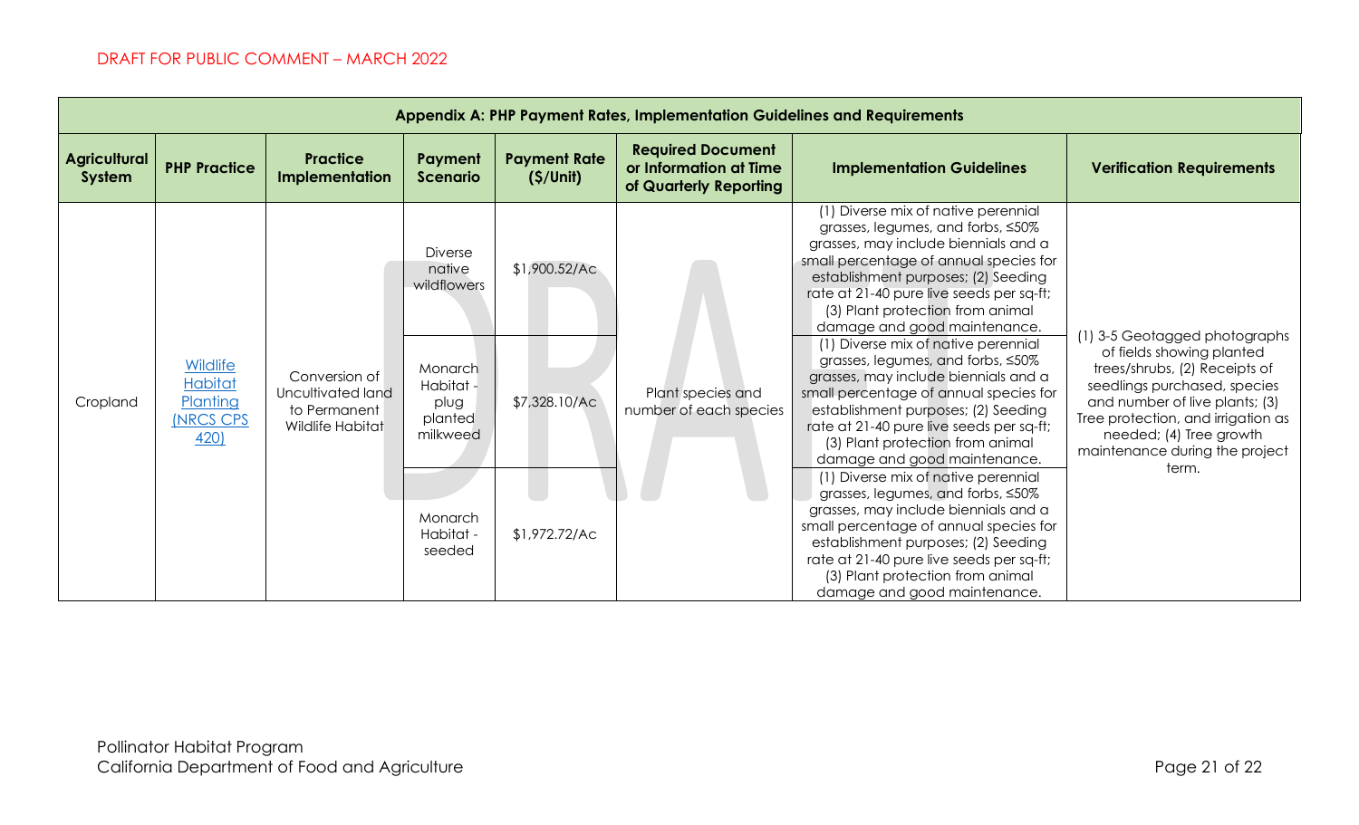DRAFT FOR PUBLIC COMMENT – MARCH 2022

| Appendix A: PHP Payment Rates, Implementation Guidelines and Requirements | | | | | | | |
|---|---|---|---|---|---|---|---|
| **Agricultural System** | **PHP Practice** | **Practice Implementation** | **Payment Scenario** | **Payment Rate ($/Unit)** | **Required Document or Information at Time of Quarterly Reporting** | **Implementation Guidelines** | **Verification Requirements** |
| Cropland | Wildlife Habitat Planting (NRCS CPS 420) | Conversion of Uncultivated land to Permanent Wildlife Habitat | Diverse native wildflowers | $1,900.52/Ac | Plant species and number of each species | (1) Diverse mix of native perennial grasses, legumes, and forbs, ≤50% grasses, may include biennials and a small percentage of annual species for establishment purposes; (2) Seeding rate at 21-40 pure live seeds per sq-ft; (3) Plant protection from animal damage and good maintenance. | (1) 3-5 Geotagged photographs of fields showing planted trees/shrubs, (2) Receipts of seedlings purchased, species and number of live plants; (3) Tree protection, and irrigation as needed; (4) Tree growth maintenance during the project term. |
| | | | Monarch Habitat - plug planted milkweed | $7,328.10/Ac | | (1) Diverse mix of native perennial grasses, legumes, and forbs, ≤50% grasses, may include biennials and a small percentage of annual species for establishment purposes; (2) Seeding rate at 21-40 pure live seeds per sq-ft; (3) Plant protection from animal damage and good maintenance. | |
| | | | Monarch Habitat - seeded | $1,972.72/Ac | | (1) Diverse mix of native perennial grasses, legumes, and forbs, ≤50% grasses, may include biennials and a small percentage of annual species for establishment purposes; (2) Seeding rate at 21-40 pure live seeds per sq-ft; (3) Plant protection from animal damage and good maintenance. | |

Pollinator Habitat Program
California Department of Food and Agriculture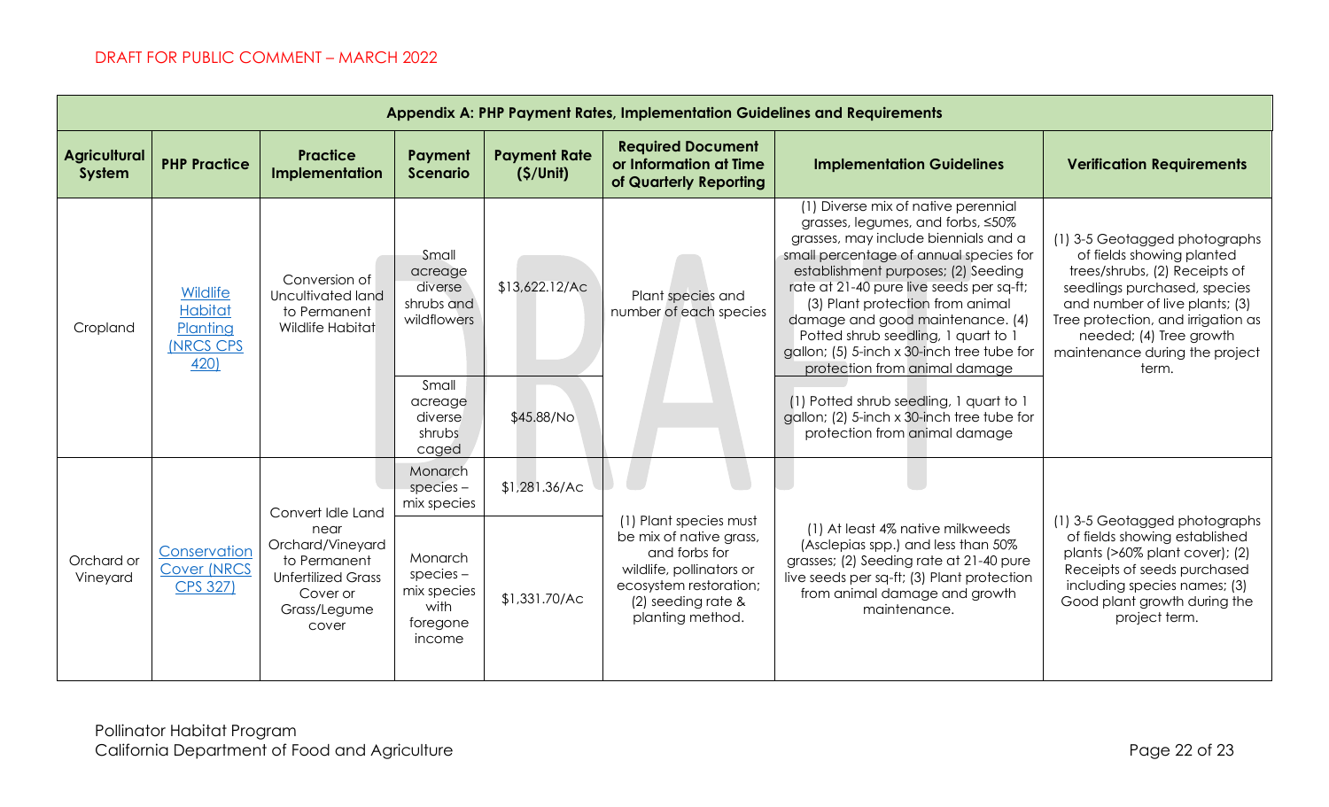DRAFT FOR PUBLIC COMMENT – MARCH 2022

| Appendix A: PHP Payment Rates, Implementation Guidelines and Requirements | | | | | | | |
|---|---|---|---|---|---|---|---|
| **Agricultural System** | **PHP Practice** | **Practice Implementation** | **Payment Scenario** | **Payment Rate ($/Unit)** | **Required Document or Information at Time of Quarterly Reporting** | **Implementation Guidelines** | **Verification Requirements** |
| Cropland | [Wildlife Habitat Planting (NRCS CPS 420)]() | Conversion of Uncultivated land to Permanent Wildlife Habitat | Small acreage diverse shrubs and wildflowers | $13,622.12/Ac | Plant species and number of each species | (1) Diverse mix of native perennial grasses, legumes, and forbs, ≤50% grasses, may include biennials and a small percentage of annual species for establishment purposes; (2) Seeding rate at 21-40 pure live seeds per sq-ft; (3) Plant protection from animal damage and good maintenance. (4) Potted shrub seedling, 1 quart to 1 gallon; (5) 5-inch x 30-inch tree tube for protection from animal damage | (1) 3-5 Geotagged photographs of fields showing planted trees/shrubs, (2) Receipts of seedlings purchased, species and number of live plants; (3) Tree protection, and irrigation as needed; (4) Tree growth maintenance during the project term. |
| | | | Small acreage diverse shrubs caged | $45.88/No | | (1) Potted shrub seedling, 1 quart to 1 gallon; (2) 5-inch x 30-inch tree tube for protection from animal damage | |
| Orchard or Vineyard | [Conservation Cover (NRCS CPS 327)]() | Convert Idle Land near Orchard/Vineyard to Permanent Unfertilized Grass Cover or Grass/Legume cover | Monarch species – mix species | $1,281.36/Ac | (1) Plant species must be mix of native grass, and forbs for wildlife, pollinators or ecosystem restoration; (2) seeding rate & planting method. | (1) At least 4% native milkweeds (Asclepias spp.) and less than 50% grasses; (2) Seeding rate at 21-40 pure live seeds per sq-ft; (3) Plant protection from animal damage and growth maintenance. | (1) 3-5 Geotagged photographs of fields showing established plants (>60% plant cover); (2) Receipts of seeds purchased including species names; (3) Good plant growth during the project term. |
| | | | Monarch species – mix species with foregone income | $1,331.70/Ac | | | |

Pollinator Habitat Program
California Department of Food and Agriculture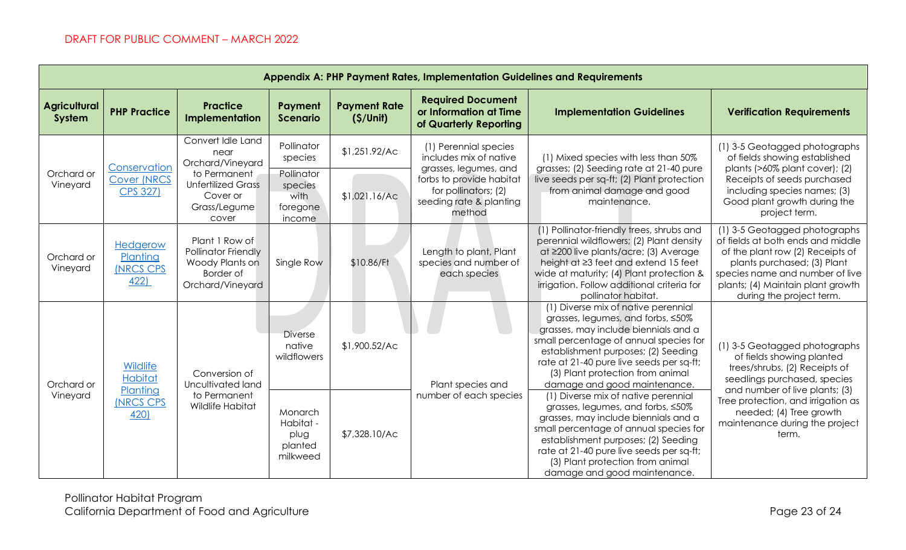DRAFT FOR PUBLIC COMMENT – MARCH 2022

| Appendix A: PHP Payment Rates, Implementation Guidelines and Requirements | | | | | | | |
|---|---|---|---|---|---|---|---|
| **Agricultural System** | **PHP Practice** | **Practice Implementation** | **Payment Scenario** | **Payment Rate ($/Unit)** | **Required Document or Information at Time of Quarterly Reporting** | **Implementation Guidelines** | **Verification Requirements** |
| Orchard or Vineyard | Conservation Cover (NRCS CPS 327) | Convert Idle Land near Orchard/Vineyard to Permanent Unfertilized Grass Cover or Grass/Legume cover | Pollinator species | $1,251.92/Ac | (1) Perennial species includes mix of native grasses, legumes, and forbs to provide habitat for pollinators; (2) seeding rate & planting method | (1) Mixed species with less than 50% grasses; (2) Seeding rate at 21-40 pure live seeds per sq-ft; (2) Plant protection from animal damage and good maintenance. | (1) 3-5 Geotagged photographs of fields showing established plants (>60% plant cover); (2) Receipts of seeds purchased including species names; (3) Good plant growth during the project term. |
| | | | Pollinator species with foregone income | $1,021.16/Ac | | | |
| Orchard or Vineyard | Hedgerow Planting (NRCS CPS 422) | Plant 1 Row of Pollinator Friendly Woody Plants on Border of Orchard/Vineyard | Single Row | $10.86/Ft | Length to plant, Plant species and number of each species | (1) Pollinator-friendly trees, shrubs and perennial wildflowers; (2) Plant density at ≥200 live plants/acre; (3) Average height at ≥3 feet and extend 15 feet wide at maturity; (4) Plant protection & irrigation. Follow additional criteria for pollinator habitat. | (1) 3-5 Geotagged photographs of fields at both ends and middle of the plant row (2) Receipts of plants purchased; (3) Plant species name and number of live plants; (4) Maintain plant growth during the project term. |
| Orchard or Vineyard | Wildlife Habitat Planting (NRCS CPS 420) | Conversion of Uncultivated land to Permanent Wildlife Habitat | Diverse native wildflowers | $1,900.52/Ac | Plant species and number of each species | (1) Diverse mix of native perennial grasses, legumes, and forbs, ≤50% grasses, may include biennials and a small percentage of annual species for establishment purposes; (2) Seeding rate at 21-40 pure live seeds per sq-ft; (3) Plant protection from animal damage and good maintenance. | (1) 3-5 Geotagged photographs of fields showing planted trees/shrubs, (2) Receipts of seedlings purchased, species and number of live plants; (3) Tree protection, and irrigation as needed; (4) Tree growth maintenance during the project term. |
| | | | Monarch Habitat - plug planted milkweed | $7,328.10/Ac | | (1) Diverse mix of native perennial grasses, legumes, and forbs, ≤50% grasses, may include biennials and a small percentage of annual species for establishment purposes; (2) Seeding rate at 21-40 pure live seeds per sq-ft; (3) Plant protection from animal damage and good maintenance. | |

Pollinator Habitat Program
California Department of Food and Agriculture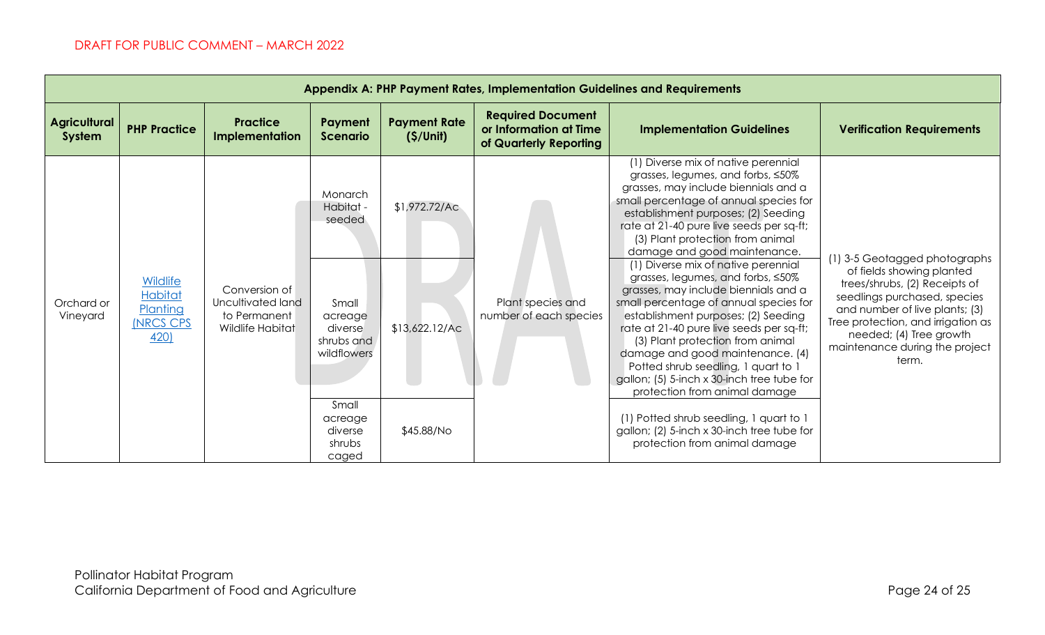DRAFT FOR PUBLIC COMMENT – MARCH 2022

| Appendix A: PHP Payment Rates, Implementation Guidelines and Requirements | | | | | | | |
|---|---|---|---|---|---|---|---|
| **Agricultural System** | **PHP Practice** | **Practice Implementation** | **Payment Scenario** | **Payment Rate ($/Unit)** | **Required Document or Information at Time of Quarterly Reporting** | **Implementation Guidelines** | **Verification Requirements** |
| Orchard or Vineyard | [Wildlife Habitat Planting (NRCS CPS 420)]() | Conversion of Uncultivated land to Permanent Wildlife Habitat | Monarch Habitat - seeded | $1,972.72/Ac | Plant species and number of each species | (1) Diverse mix of native perennial grasses, legumes, and forbs, ≤50% grasses, may include biennials and a small percentage of annual species for establishment purposes; (2) Seeding rate at 21-40 pure live seeds per sq-ft; (3) Plant protection from animal damage and good maintenance. | (1) 3-5 Geotagged photographs of fields showing planted trees/shrubs, (2) Receipts of seedlings purchased, species and number of live plants; (3) Tree protection, and irrigation as needed; (4) Tree growth maintenance during the project term. |
| | | | Small acreage diverse shrubs and wildflowers | $13,622.12/Ac | | (1) Diverse mix of native perennial grasses, legumes, and forbs, ≤50% grasses, may include biennials and a small percentage of annual species for establishment purposes; (2) Seeding rate at 21-40 pure live seeds per sq-ft; (3) Plant protection from animal damage and good maintenance. (4) Potted shrub seedling, 1 quart to 1 gallon; (5) 5-inch x 30-inch tree tube for protection from animal damage | |
| | | | Small acreage diverse shrubs caged | $45.88/No | | (1) Potted shrub seedling, 1 quart to 1 gallon; (2) 5-inch x 30-inch tree tube for protection from animal damage | |

Pollinator Habitat Program
California Department of Food and Agriculture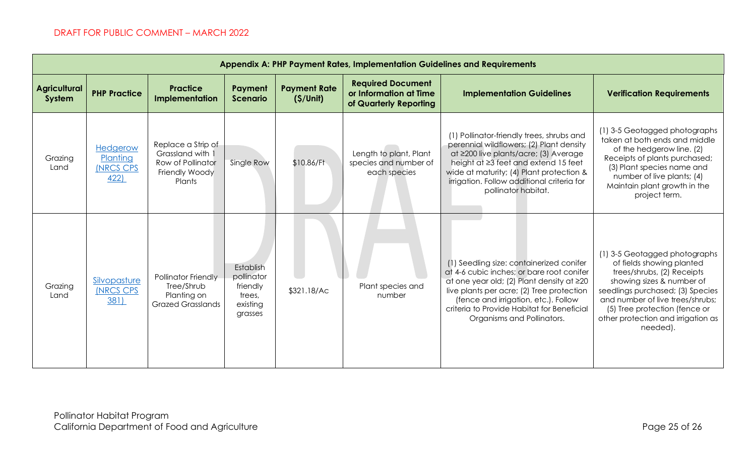| Appendix A: PHP Payment Rates, Implementation Guidelines and Requirements | | | | | | | |
|---|---|---|---|---|---|---|---|
| **Agricultural System** | **PHP Practice** | **Practice Implementation** | **Payment Scenario** | **Payment Rate ($/Unit)** | **Required Document or Information at Time of Quarterly Reporting** | **Implementation Guidelines** | **Verification Requirements** |
| Grazing Land | Hedgerow Planting (NRCS CPS 422) | Replace a Strip of Grassland with 1 Row of Pollinator Friendly Woody Plants | Single Row | $10.86/Ft | Length to plant, Plant species and number of each species | (1) Pollinator-friendly trees, shrubs and perennial wildflowers; (2) Plant density at ≥200 live plants/acre; (3) Average height at ≥3 feet and extend 15 feet wide at maturity; (4) Plant protection & irrigation. Follow additional criteria for pollinator habitat. | (1) 3-5 Geotagged photographs taken at both ends and middle of the hedgerow line. (2) Receipts of plants purchased; (3) Plant species name and number of live plants; (4) Maintain plant growth in the project term. |
| Grazing Land | Silvopasture (NRCS CPS 381) | Pollinator Friendly Tree/Shrub Planting on Grazed Grasslands | Establish pollinator friendly trees, existing grasses | $321.18/Ac | Plant species and number | (1) Seedling size: containerized conifer at 4-6 cubic inches; or bare root conifer at one year old; (2) Plant density at ≥20 live plants per acre; (2) Tree protection (fence and irrigation, etc.). Follow criteria to Provide Habitat for Beneficial Organisms and Pollinators. | (1) 3-5 Geotagged photographs of fields showing planted trees/shrubs, (2) Receipts showing sizes & number of seedlings purchased; (3) Species and number of live trees/shrubs; (5) Tree protection (fence or other protection and irrigation as needed). |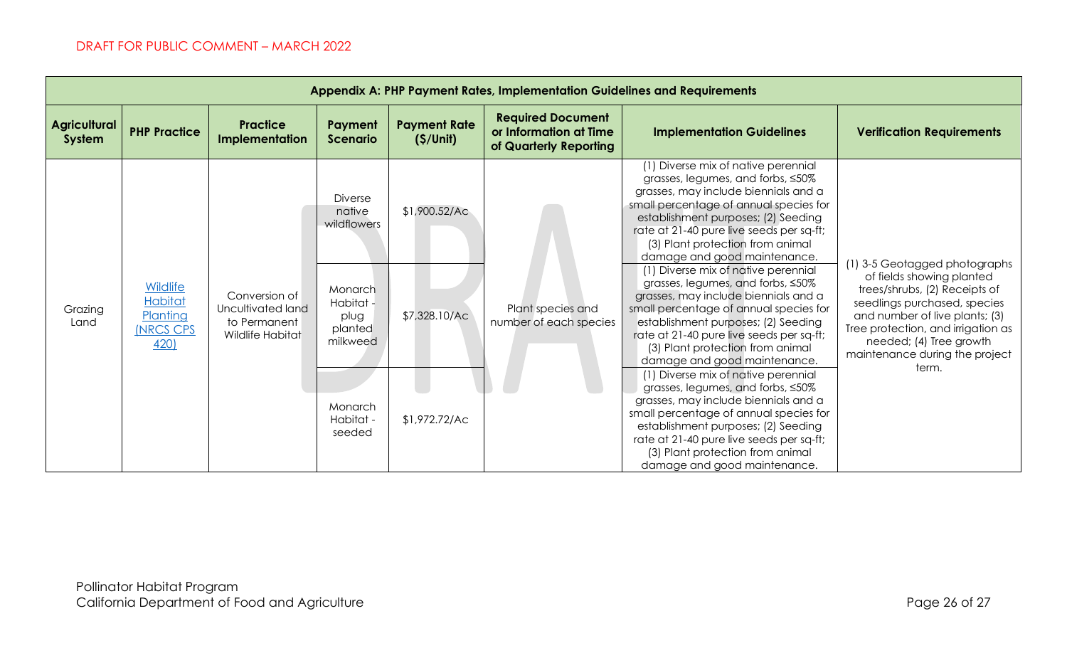| Appendix A: PHP Payment Rates, Implementation Guidelines and Requirements | | | | | | | |
|---|---|---|---|---|---|---|---|
| **Agricultural System** | **PHP Practice** | **Practice Implementation** | **Payment Scenario** | **Payment Rate ($/Unit)** | **Required Document or Information at Time of Quarterly Reporting** | **Implementation Guidelines** | **Verification Requirements** |
| Grazing Land | Wildlife Habitat Planting (NRCS CPS 420) | Conversion of Uncultivated land to Permanent Wildlife Habitat | Diverse native wildflowers | $1,900.52/Ac | Plant species and number of each species | (1) Diverse mix of native perennial grasses, legumes, and forbs, ≤50% grasses, may include biennials and a small percentage of annual species for establishment purposes; (2) Seeding rate at 21-40 pure live seeds per sq-ft; (3) Plant protection from animal damage and good maintenance. | (1) 3-5 Geotagged photographs of fields showing planted trees/shrubs, (2) Receipts of seedlings purchased, species and number of live plants; (3) Tree protection, and irrigation as needed; (4) Tree growth maintenance during the project term. |
| | | | Monarch Habitat - plug planted milkweed | $7,328.10/Ac | | (1) Diverse mix of native perennial grasses, legumes, and forbs, ≤50% grasses, may include biennials and a small percentage of annual species for establishment purposes; (2) Seeding rate at 21-40 pure live seeds per sq-ft; (3) Plant protection from animal damage and good maintenance. | |
| | | | Monarch Habitat - seeded | $1,972.72/Ac | | (1) Diverse mix of native perennial grasses, legumes, and forbs, ≤50% grasses, may include biennials and a small percentage of annual species for establishment purposes; (2) Seeding rate at 21-40 pure live seeds per sq-ft; (3) Plant protection from animal damage and good maintenance. | |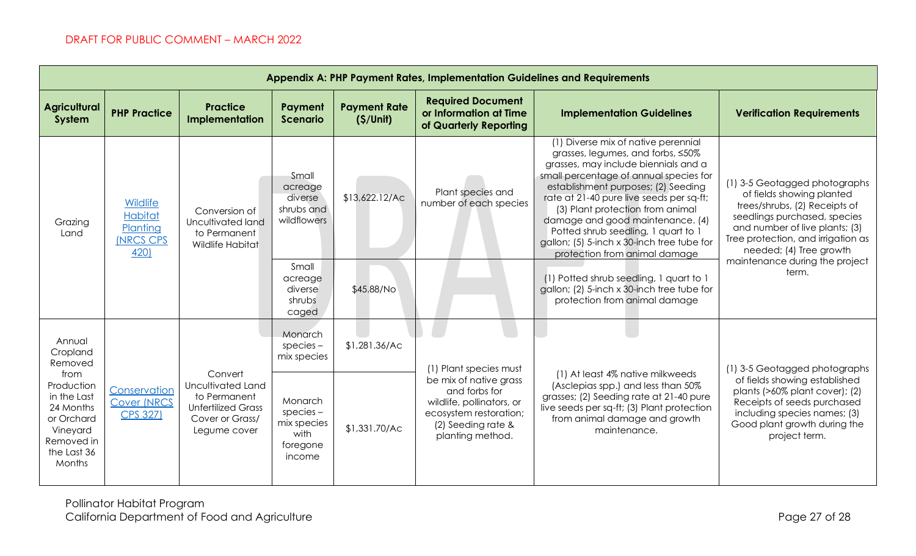DRAFT FOR PUBLIC COMMENT – MARCH 2022

| Appendix A: PHP Payment Rates, Implementation Guidelines and Requirements | | | | | | | |
|---|---|---|---|---|---|---|---|
| **Agricultural System** | **PHP Practice** | **Practice Implementation** | **Payment Scenario** | **Payment Rate ($/Unit)** | **Required Document or Information at Time of Quarterly Reporting** | **Implementation Guidelines** | **Verification Requirements** |
| Grazing Land | Wildlife Habitat Planting (NRCS CPS 420) | Conversion of Uncultivated land to Permanent Wildlife Habitat | Small acreage diverse shrubs and wildflowers | $13,622.12/Ac | Plant species and number of each species | (1) Diverse mix of native perennial grasses, legumes, and forbs, ≤50% grasses, may include biennials and a small percentage of annual species for establishment purposes; (2) Seeding rate at 21-40 pure live seeds per sq-ft; (3) Plant protection from animal damage and good maintenance. (4) Potted shrub seedling, 1 quart to 1 gallon; (5) 5-inch x 30-inch tree tube for protection from animal damage | (1) 3-5 Geotagged photographs of fields showing planted trees/shrubs, (2) Receipts of seedlings purchased, species and number of live plants; (3) Tree protection, and irrigation as needed; (4) Tree growth maintenance during the project term. |
| | | | Small acreage diverse shrubs caged | $45.88/No | | (1) Potted shrub seedling, 1 quart to 1 gallon; (2) 5-inch x 30-inch tree tube for protection from animal damage | |
| Annual Cropland Removed from Production in the Last 24 Months or Orchard Vineyard Removed in the Last 36 Months | Conservation Cover (NRCS CPS 327) | Convert Uncultivated Land to Permanent Unfertilized Grass Cover or Grass/ Legume cover | Monarch species – mix species | $1,281.36/Ac | (1) Plant species must be mix of native grass and forbs for wildlife, pollinators, or ecosystem restoration; (2) Seeding rate & planting method. | (1) At least 4% native milkweeds (Asclepias spp.) and less than 50% grasses; (2) Seeding rate at 21-40 pure live seeds per sq-ft; (3) Plant protection from animal damage and growth maintenance. | (1) 3-5 Geotagged photographs of fields showing established plants (>60% plant cover); (2) Receipts of seeds purchased including species names; (3) Good plant growth during the project term. |
| | | | Monarch species – mix species with foregone income | $1,331.70/Ac | | | |

Pollinator Habitat Program
California Department of Food and Agriculture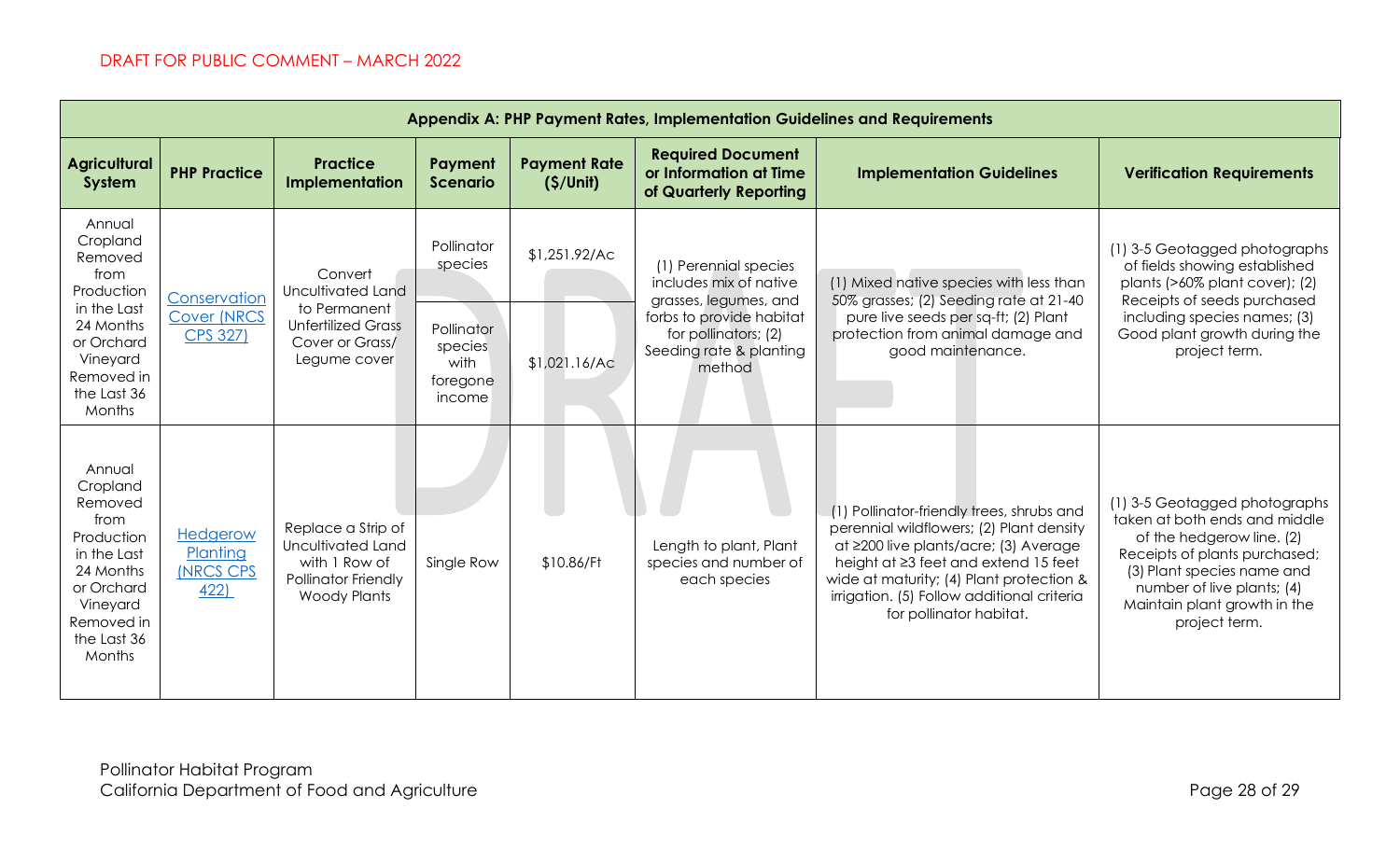DRAFT FOR PUBLIC COMMENT – MARCH 2022

| Appendix A: PHP Payment Rates, Implementation Guidelines and Requirements | | | | | | | |
|---|---|---|---|---|---|---|---|
| **Agricultural System** | **PHP Practice** | **Practice Implementation** | **Payment Scenario** | **Payment Rate ($/Unit)** | **Required Document or Information at Time of Quarterly Reporting** | **Implementation Guidelines** | **Verification Requirements** |
| Annual Cropland Removed from Production in the Last 24 Months or Orchard Vineyard Removed in the Last 36 Months | Conservation Cover (NRCS CPS 327) | Convert Uncultivated Land to Permanent Unfertilized Grass Cover or Grass/ Legume cover | Pollinator species | $1,251.92/Ac | (1) Perennial species includes mix of native grasses, legumes, and forbs to provide habitat for pollinators; (2) Seeding rate & planting method | (1) Mixed native species with less than 50% grasses; (2) Seeding rate at 21-40 pure live seeds per sq-ft; (2) Plant protection from animal damage and good maintenance. | (1) 3-5 Geotagged photographs of fields showing established plants (>60% plant cover); (2) Receipts of seeds purchased including species names; (3) Good plant growth during the project term. |
| | | | Pollinator species with foregone income | $1,021.16/Ac | | | |
| Annual Cropland Removed from Production in the Last 24 Months or Orchard Vineyard Removed in the Last 36 Months | Hedgerow Planting (NRCS CPS 422) | Replace a Strip of Uncultivated Land with 1 Row of Pollinator Friendly Woody Plants | Single Row | $10.86/Ft | Length to plant, Plant species and number of each species | (1) Pollinator-friendly trees, shrubs and perennial wildflowers; (2) Plant density at ≥200 live plants/acre; (3) Average height at ≥3 feet and extend 15 feet wide at maturity; (4) Plant protection & irrigation. (5) Follow additional criteria for pollinator habitat. | (1) 3-5 Geotagged photographs taken at both ends and middle of the hedgerow line. (2) Receipts of plants purchased; (3) Plant species name and number of live plants; (4) Maintain plant growth in the project term. |

Pollinator Habitat Program
California Department of Food and Agriculture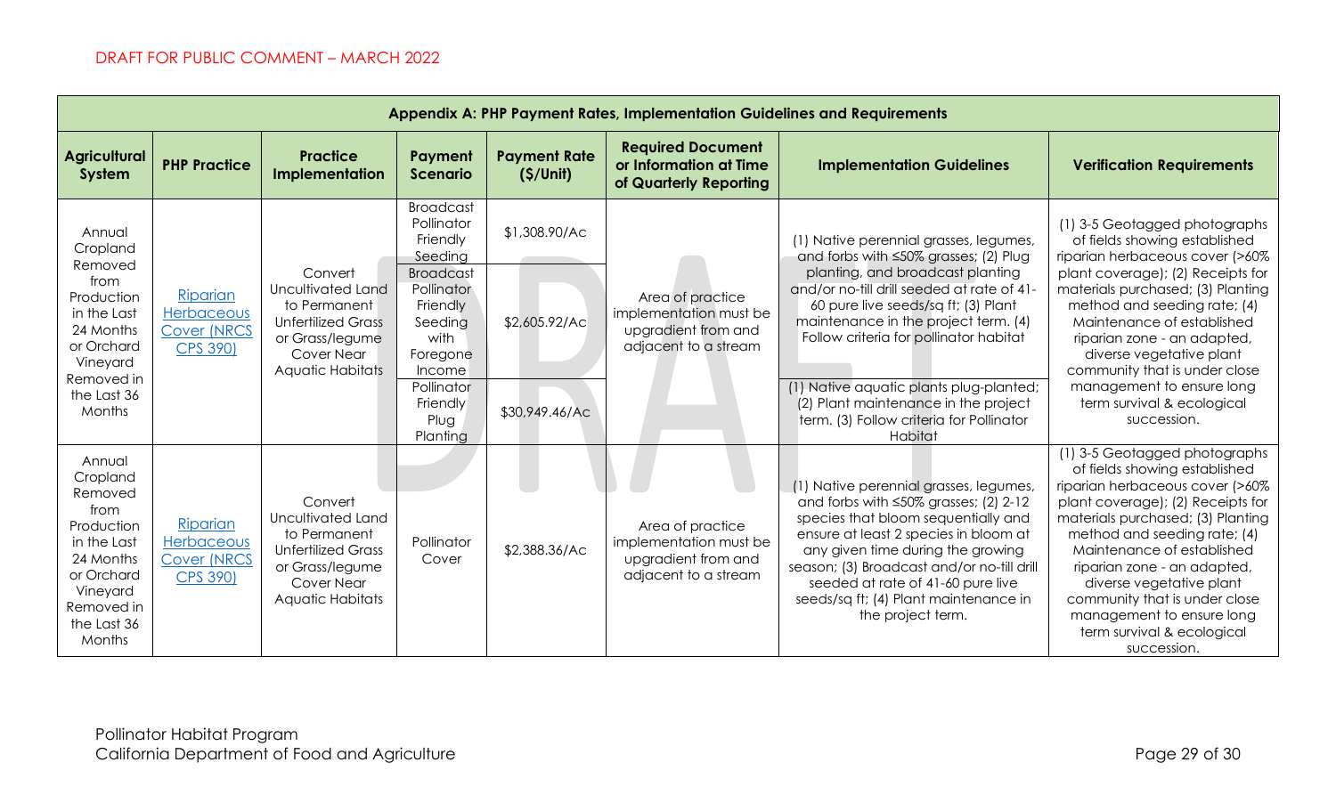DRAFT FOR PUBLIC COMMENT – MARCH 2022

| Appendix A: PHP Payment Rates, Implementation Guidelines and Requirements | | | | | | | |
|---|---|---|---|---|---|---|---|
| **Agricultural System** | **PHP Practice** | **Practice Implementation** | **Payment Scenario** | **Payment Rate ($/Unit)** | **Required Document or Information at Time of Quarterly Reporting** | **Implementation Guidelines** | **Verification Requirements** |
| Annual Cropland Removed from Production in the Last 24 Months or Orchard Vineyard Removed in the Last 36 Months | Riparian Herbaceous Cover (NRCS CPS 390) | Convert Uncultivated Land to Permanent Unfertilized Grass or Grass/legume Cover Near Aquatic Habitats | Broadcast Pollinator Friendly Seeding | $1,308.90/Ac | Area of practice implementation must be upgradient from and adjacent to a stream | (1) Native perennial grasses, legumes, and forbs with ≤50% grasses; (2) Plug planting, and broadcast planting and/or no-till drill seeded at rate of 41-60 pure live seeds/sq ft; (3) Plant maintenance in the project term. (4) Follow criteria for pollinator habitat | (1) 3-5 Geotagged photographs of fields showing established riparian herbaceous cover (>60% plant coverage); (2) Receipts for materials purchased; (3) Planting method and seeding rate; (4) Maintenance of established riparian zone - an adapted, diverse vegetative plant community that is under close management to ensure long term survival & ecological succession. |
| | | | Broadcast Pollinator Friendly Seeding with Foregone Income | $2,605.92/Ac | | | |
| | | | Pollinator Friendly Plug Planting | $30,949.46/Ac | | (1) Native aquatic plants plug-planted; (2) Plant maintenance in the project term. (3) Follow criteria for Pollinator Habitat | |
| Annual Cropland Removed from Production in the Last 24 Months or Orchard Vineyard Removed in the Last 36 Months | Riparian Herbaceous Cover (NRCS CPS 390) | Convert Uncultivated Land to Permanent Unfertilized Grass or Grass/legume Cover Near Aquatic Habitats | Pollinator Cover | $2,388.36/Ac | Area of practice implementation must be upgradient from and adjacent to a stream | (1) Native perennial grasses, legumes, and forbs with ≤50% grasses; (2) 2-12 species that bloom sequentially and ensure at least 2 species in bloom at any given time during the growing season; (3) Broadcast and/or no-till drill seeded at rate of 41-60 pure live seeds/sq ft; (4) Plant maintenance in the project term. | (1) 3-5 Geotagged photographs of fields showing established riparian herbaceous cover (>60% plant coverage); (2) Receipts for materials purchased; (3) Planting method and seeding rate; (4) Maintenance of established riparian zone - an adapted, diverse vegetative plant community that is under close management to ensure long term survival & ecological succession. |

Pollinator Habitat Program
California Department of Food and Agriculture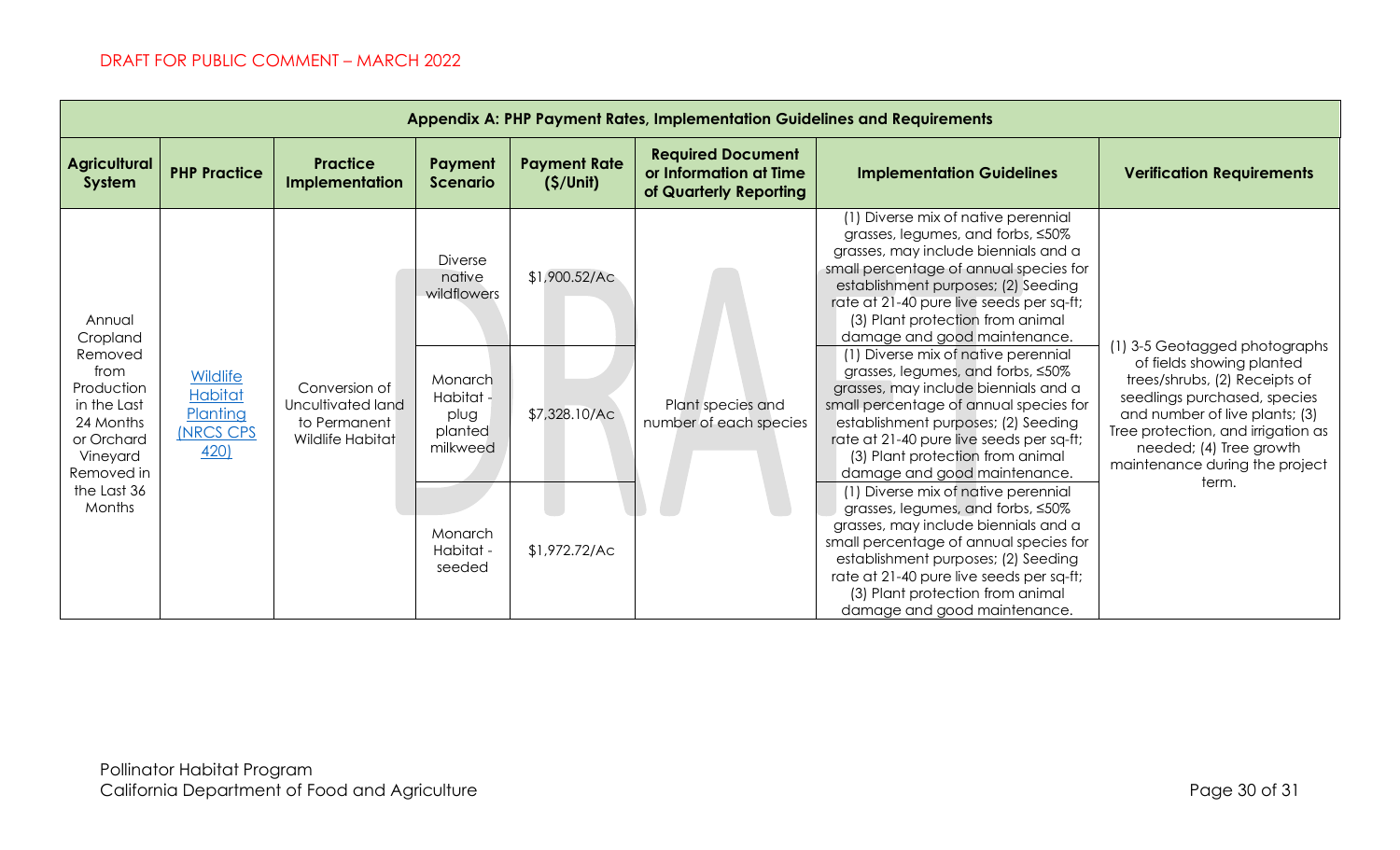DRAFT FOR PUBLIC COMMENT – MARCH 2022

| Appendix A: PHP Payment Rates, Implementation Guidelines and Requirements | | | | | | | |
|---|---|---|---|---|---|---|---|
| **Agricultural System** | **PHP Practice** | **Practice Implementation** | **Payment Scenario** | **Payment Rate ($/Unit)** | **Required Document or Information at Time of Quarterly Reporting** | **Implementation Guidelines** | **Verification Requirements** |
| Annual Cropland Removed from Production in the Last 24 Months or Orchard Vineyard Removed in the Last 36 Months | Wildlife Habitat Planting (NRCS CPS 420) | Conversion of Uncultivated land to Permanent Wildlife Habitat | Diverse native wildflowers | $1,900.52/Ac | Plant species and number of each species | (1) Diverse mix of native perennial grasses, legumes, and forbs, ≤50% grasses, may include biennials and a small percentage of annual species for establishment purposes; (2) Seeding rate at 21-40 pure live seeds per sq-ft; (3) Plant protection from animal damage and good maintenance. | (1) 3-5 Geotagged photographs of fields showing planted trees/shrubs, (2) Receipts of seedlings purchased, species and number of live plants; (3) Tree protection, and irrigation as needed; (4) Tree growth maintenance during the project term. |
| | | | Monarch Habitat - plug planted milkweed | $7,328.10/Ac | | (1) Diverse mix of native perennial grasses, legumes, and forbs, ≤50% grasses, may include biennials and a small percentage of annual species for establishment purposes; (2) Seeding rate at 21-40 pure live seeds per sq-ft; (3) Plant protection from animal damage and good maintenance. | |
| | | | Monarch Habitat - seeded | $1,972.72/Ac | | (1) Diverse mix of native perennial grasses, legumes, and forbs, ≤50% grasses, may include biennials and a small percentage of annual species for establishment purposes; (2) Seeding rate at 21-40 pure live seeds per sq-ft; (3) Plant protection from animal damage and good maintenance. | |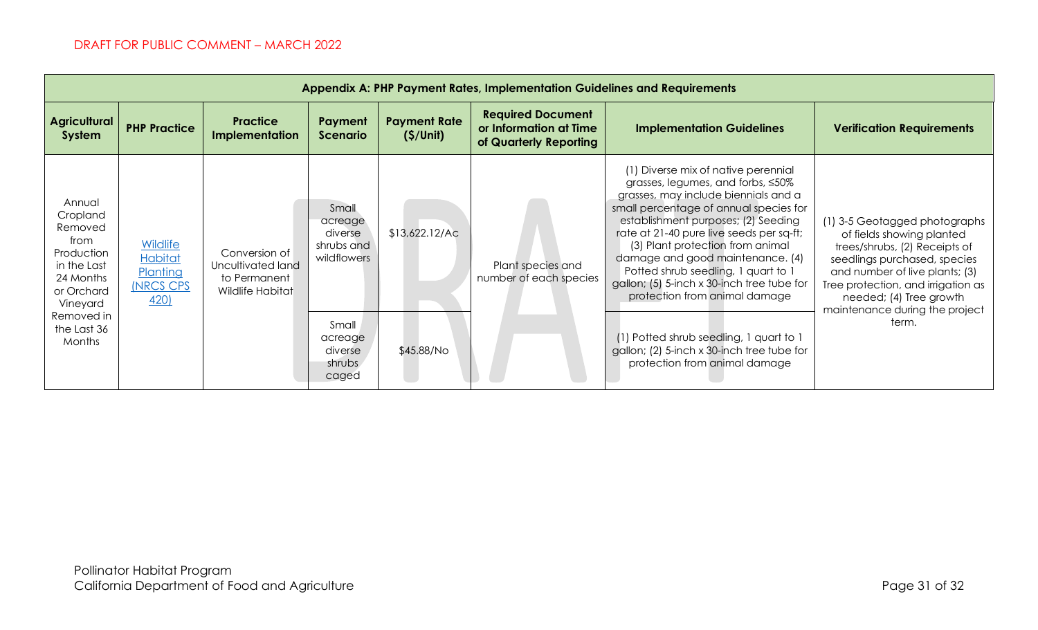| Appendix A: PHP Payment Rates, Implementation Guidelines and Requirements | | | | | | | |
|---|---|---|---|---|---|---|---|
| **Agricultural System** | **PHP Practice** | **Practice Implementation** | **Payment Scenario** | **Payment Rate ($/Unit)** | **Required Document or Information at Time of Quarterly Reporting** | **Implementation Guidelines** | **Verification Requirements** |
| Annual Cropland Removed from Production in the Last 24 Months or Orchard Vineyard Removed in the Last 36 Months | Wildlife Habitat Planting (NRCS CPS 420) | Conversion of Uncultivated land to Permanent Wildlife Habitat | Small acreage diverse shrubs and wildflowers | $13,622.12/Ac | Plant species and number of each species | (1) Diverse mix of native perennial grasses, legumes, and forbs, ≤50% grasses, may include biennials and a small percentage of annual species for establishment purposes; (2) Seeding rate at 21-40 pure live seeds per sq-ft; (3) Plant protection from animal damage and good maintenance. (4) Potted shrub seedling, 1 quart to 1 gallon; (5) 5-inch x 30-inch tree tube for protection from animal damage | (1) 3-5 Geotagged photographs of fields showing planted trees/shrubs, (2) Receipts of seedlings purchased, species and number of live plants; (3) Tree protection, and irrigation as needed; (4) Tree growth maintenance during the project term. |
| | | | Small acreage diverse shrubs caged | $45.88/No | | (1) Potted shrub seedling, 1 quart to 1 gallon; (2) 5-inch x 30-inch tree tube for protection from animal damage | |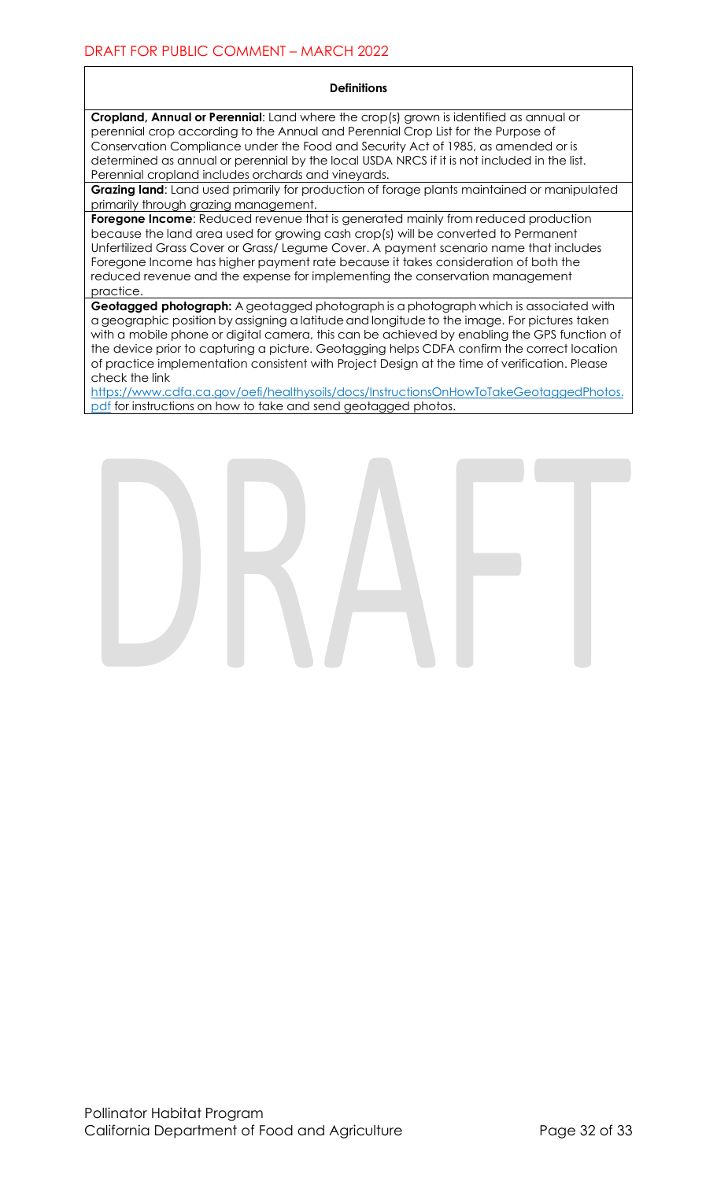| Definitions |
| --- |
| **Cropland, Annual or Perennial**: Land where the crop(s) grown is identified as annual or perennial crop according to the Annual and Perennial Crop List for the Purpose of Conservation Compliance under the Food and Security Act of 1985, as amended or is determined as annual or perennial by the local USDA NRCS if it is not included in the list. Perennial cropland includes orchards and vineyards. |
| **Grazing land**: Land used primarily for production of forage plants maintained or manipulated primarily through grazing management. |
| **Foregone Income**: Reduced revenue that is generated mainly from reduced production because the land area used for growing cash crop(s) will be converted to Permanent Unfertilized Grass Cover or Grass/ Legume Cover. A payment scenario name that includes Foregone Income has higher payment rate because it takes consideration of both the reduced revenue and the expense for implementing the conservation management practice. |
| **Geotagged photograph:** A geotagged photograph is a photograph which is associated with a geographic position by assigning a latitude and longitude to the image. For pictures taken with a mobile phone or digital camera, this can be achieved by enabling the GPS function of the device prior to capturing a picture. Geotagging helps CDFA confirm the correct location of practice implementation consistent with Project Design at the time of verification. Please check the link https://www.cdfa.ca.gov/oefi/healthysoils/docs/InstructionsOnHowToTakeGeotaggedPhotos.pdf for instructions on how to take and send geotagged photos. |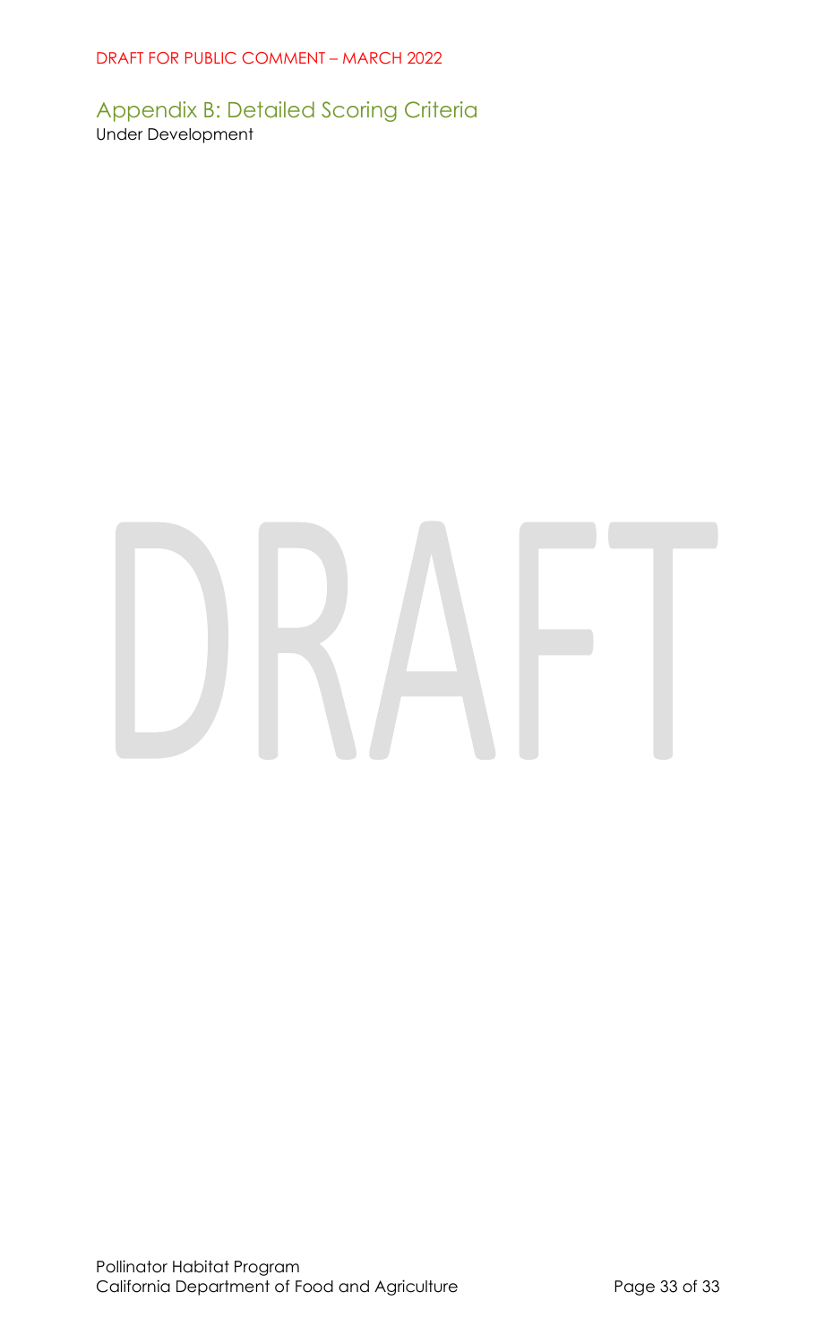## Appendix B: Detailed Scoring Criteria

Under Development